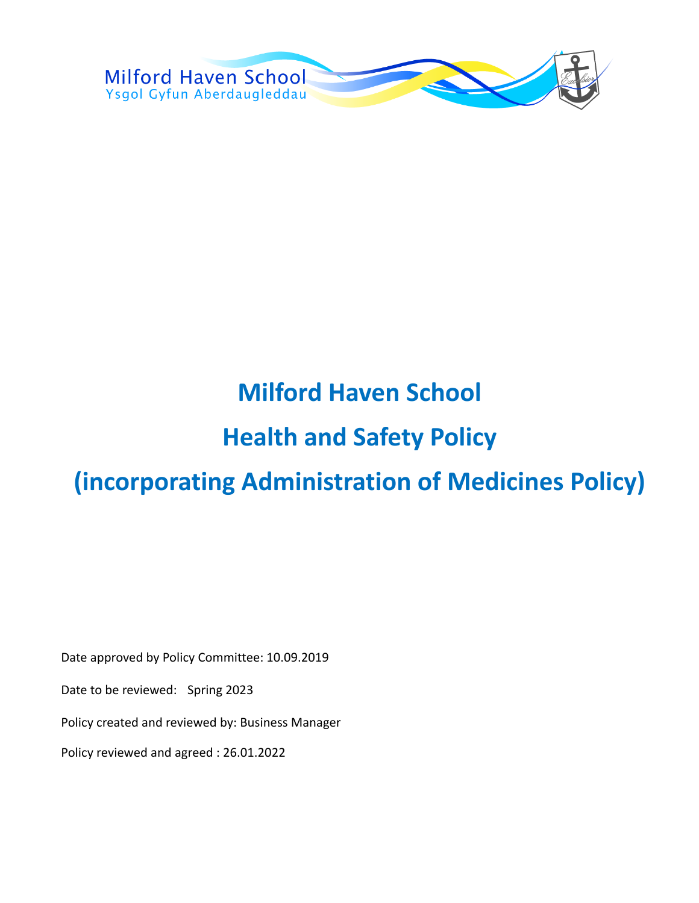Milford Haven School
Ysgol Gyfun Aberdaugleddau

# Milford Haven School

# Health and Safety Policy

# (incorporating Administration of Medicines Policy)

Date approved by Policy Committee: 10.09.2019

Date to be reviewed: Spring 2023

Policy created and reviewed by: Business Manager

Policy reviewed and agreed : 26.01.2022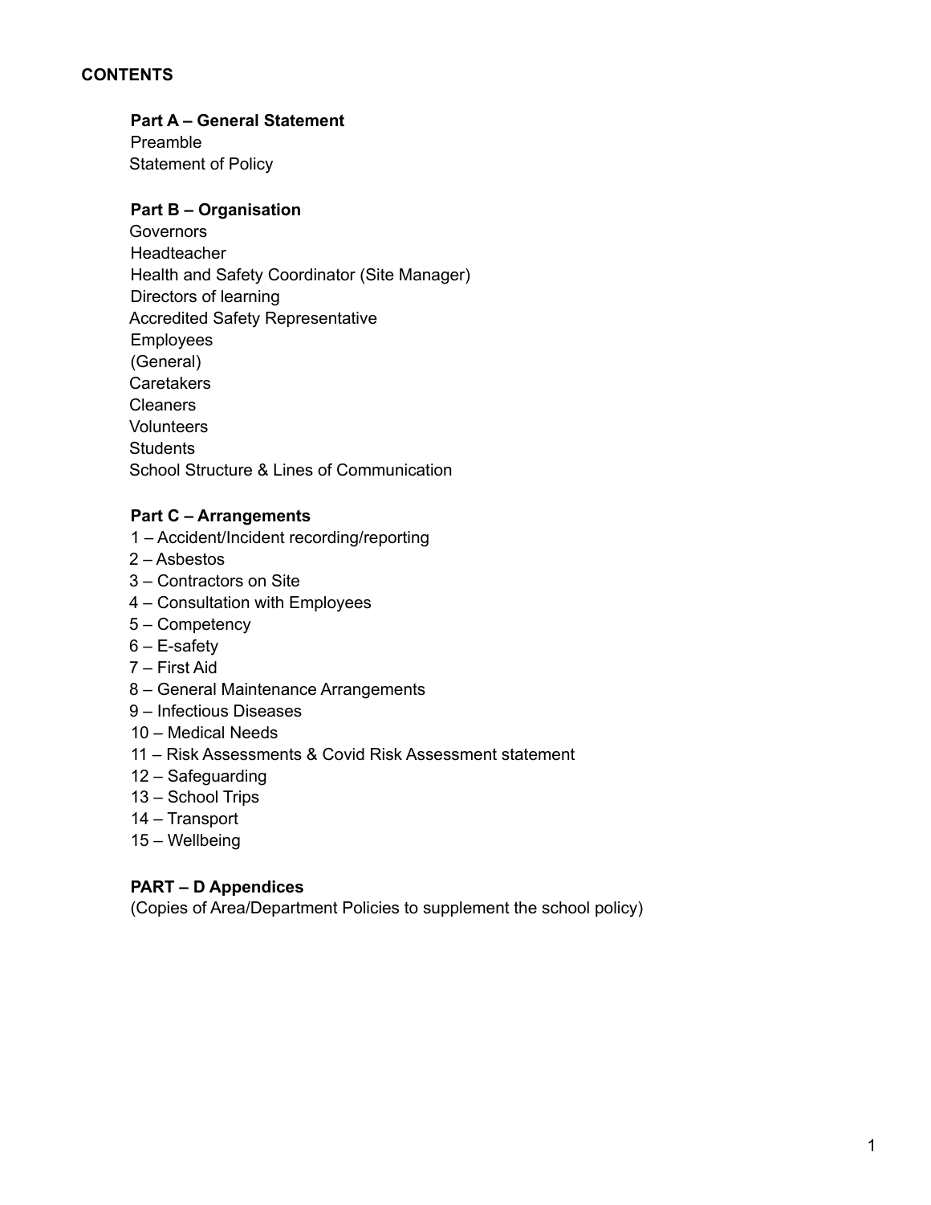## CONTENTS

**Part A – General Statement**

Preamble
Statement of Policy

**Part B – Organisation**

Governors
Headteacher
Health and Safety Coordinator (Site Manager)
Directors of learning
Accredited Safety Representative
Employees
(General)
Caretakers
Cleaners
Volunteers
Students
School Structure & Lines of Communication

**Part C – Arrangements**

1 – Accident/Incident recording/reporting
2 – Asbestos
3 – Contractors on Site
4 – Consultation with Employees
5 – Competency
6 – E-safety
7 – First Aid
8 – General Maintenance Arrangements
9 – Infectious Diseases
10 – Medical Needs
11 – Risk Assessments & Covid Risk Assessment statement
12 – Safeguarding
13 – School Trips
14 – Transport
15 – Wellbeing

**PART – D Appendices**

(Copies of Area/Department Policies to supplement the school policy)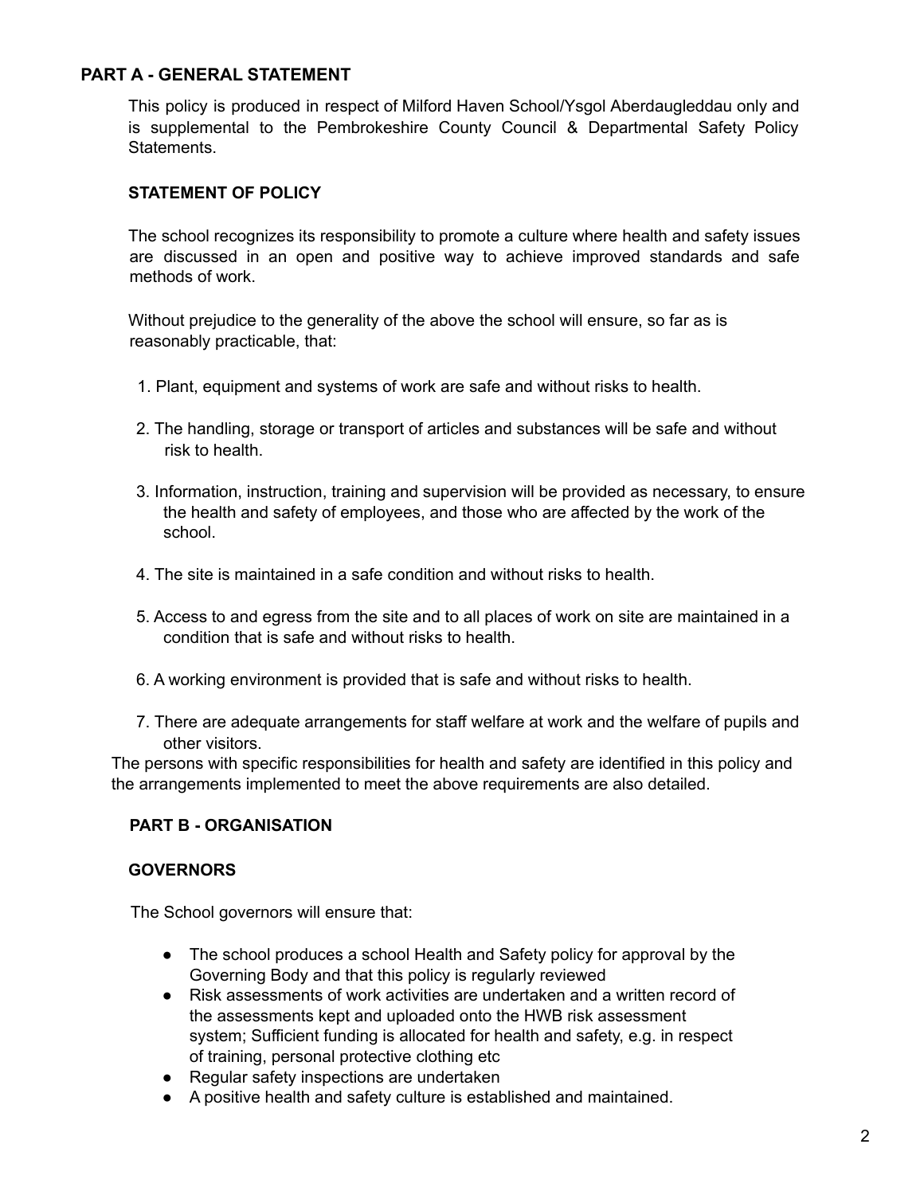## PART A - GENERAL STATEMENT

This policy is produced in respect of Milford Haven School/Ysgol Aberdaugleddau only and is supplemental to the Pembrokeshire County Council & Departmental Safety Policy Statements.

### STATEMENT OF POLICY

The school recognizes its responsibility to promote a culture where health and safety issues are discussed in an open and positive way to achieve improved standards and safe methods of work.

Without prejudice to the generality of the above the school will ensure, so far as is reasonably practicable, that:

1. Plant, equipment and systems of work are safe and without risks to health.
2. The handling, storage or transport of articles and substances will be safe and without risk to health.
3. Information, instruction, training and supervision will be provided as necessary, to ensure the health and safety of employees, and those who are affected by the work of the school.
4. The site is maintained in a safe condition and without risks to health.
5. Access to and egress from the site and to all places of work on site are maintained in a condition that is safe and without risks to health.
6. A working environment is provided that is safe and without risks to health.
7. There are adequate arrangements for staff welfare at work and the welfare of pupils and other visitors.

The persons with specific responsibilities for health and safety are identified in this policy and the arrangements implemented to meet the above requirements are also detailed.

## PART B - ORGANISATION

### GOVERNORS

The School governors will ensure that:

- The school produces a school Health and Safety policy for approval by the Governing Body and that this policy is regularly reviewed
- Risk assessments of work activities are undertaken and a written record of the assessments kept and uploaded onto the HWB risk assessment system; Sufficient funding is allocated for health and safety, e.g. in respect of training, personal protective clothing etc
- Regular safety inspections are undertaken
- A positive health and safety culture is established and maintained.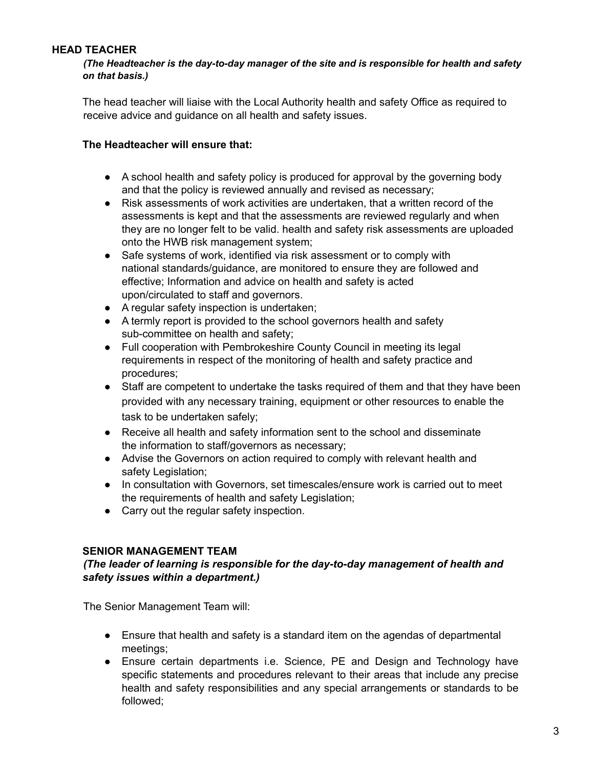## HEAD TEACHER

***(The Headteacher is the day-to-day manager of the site and is responsible for health and safety on that basis.)***

The head teacher will liaise with the Local Authority health and safety Office as required to receive advice and guidance on all health and safety issues.

**The Headteacher will ensure that:**

- A school health and safety policy is produced for approval by the governing body and that the policy is reviewed annually and revised as necessary;
- Risk assessments of work activities are undertaken, that a written record of the assessments is kept and that the assessments are reviewed regularly and when they are no longer felt to be valid. health and safety risk assessments are uploaded onto the HWB risk management system;
- Safe systems of work, identified via risk assessment or to comply with national standards/guidance, are monitored to ensure they are followed and effective; Information and advice on health and safety is acted upon/circulated to staff and governors.
- A regular safety inspection is undertaken;
- A termly report is provided to the school governors health and safety sub-committee on health and safety;
- Full cooperation with Pembrokeshire County Council in meeting its legal requirements in respect of the monitoring of health and safety practice and procedures;
- Staff are competent to undertake the tasks required of them and that they have been provided with any necessary training, equipment or other resources to enable the task to be undertaken safely;
- Receive all health and safety information sent to the school and disseminate the information to staff/governors as necessary;
- Advise the Governors on action required to comply with relevant health and safety Legislation;
- In consultation with Governors, set timescales/ensure work is carried out to meet the requirements of health and safety Legislation;
- Carry out the regular safety inspection.

## SENIOR MANAGEMENT TEAM

***(The leader of learning is responsible for the day-to-day management of health and safety issues within a department.)***

The Senior Management Team will:

- Ensure that health and safety is a standard item on the agendas of departmental meetings;
- Ensure certain departments i.e. Science, PE and Design and Technology have specific statements and procedures relevant to their areas that include any precise health and safety responsibilities and any special arrangements or standards to be followed;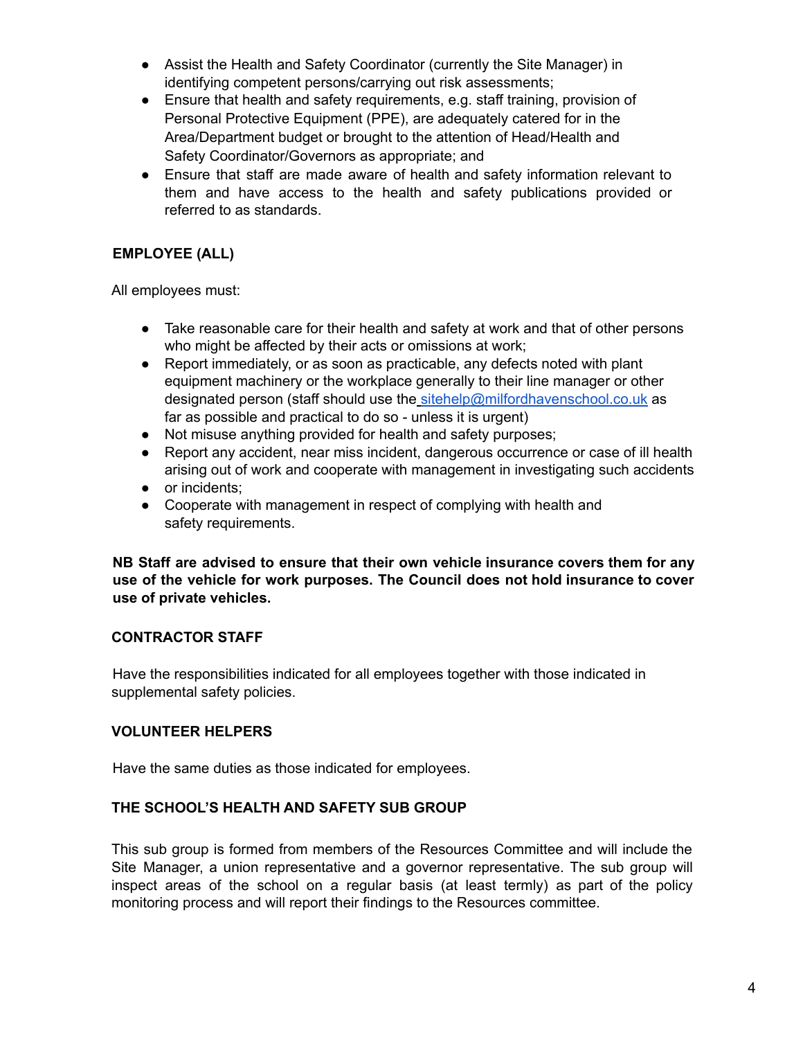- Assist the Health and Safety Coordinator (currently the Site Manager) in identifying competent persons/carrying out risk assessments;
- Ensure that health and safety requirements, e.g. staff training, provision of Personal Protective Equipment (PPE), are adequately catered for in the Area/Department budget or brought to the attention of Head/Health and Safety Coordinator/Governors as appropriate; and
- Ensure that staff are made aware of health and safety information relevant to them and have access to the health and safety publications provided or referred to as standards.

**EMPLOYEE (ALL)**

All employees must:

- Take reasonable care for their health and safety at work and that of other persons who might be affected by their acts or omissions at work;
- Report immediately, or as soon as practicable, any defects noted with plant equipment machinery or the workplace generally to their line manager or other designated person (staff should use the sitehelp@milfordhavenschool.co.uk as far as possible and practical to do so - unless it is urgent)
- Not misuse anything provided for health and safety purposes;
- Report any accident, near miss incident, dangerous occurrence or case of ill health arising out of work and cooperate with management in investigating such accidents
- or incidents;
- Cooperate with management in respect of complying with health and safety requirements.

**NB Staff are advised to ensure that their own vehicle insurance covers them for any use of the vehicle for work purposes. The Council does not hold insurance to cover use of private vehicles.**

**CONTRACTOR STAFF**

Have the responsibilities indicated for all employees together with those indicated in supplemental safety policies.

**VOLUNTEER HELPERS**

Have the same duties as those indicated for employees.

**THE SCHOOL'S HEALTH AND SAFETY SUB GROUP**

This sub group is formed from members of the Resources Committee and will include the Site Manager, a union representative and a governor representative. The sub group will inspect areas of the school on a regular basis (at least termly) as part of the policy monitoring process and will report their findings to the Resources committee.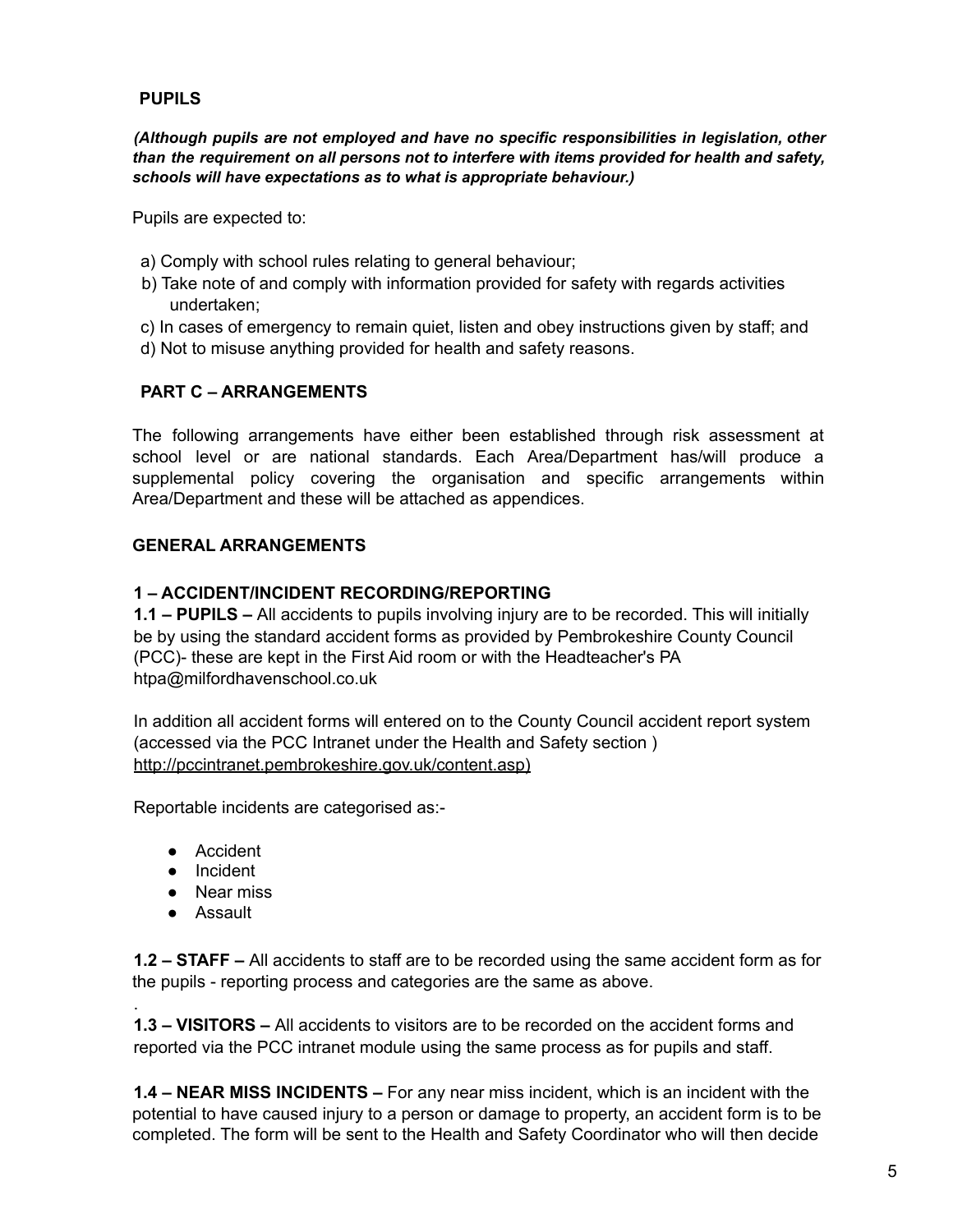**PUPILS**

***(Although pupils are not employed and have no specific responsibilities in legislation, other than the requirement on all persons not to interfere with items provided for health and safety, schools will have expectations as to what is appropriate behaviour.)***

Pupils are expected to:

a) Comply with school rules relating to general behaviour;
b) Take note of and comply with information provided for safety with regards activities undertaken;
c) In cases of emergency to remain quiet, listen and obey instructions given by staff; and
d) Not to misuse anything provided for health and safety reasons.

**PART C – ARRANGEMENTS**

The following arrangements have either been established through risk assessment at school level or are national standards. Each Area/Department has/will produce a supplemental policy covering the organisation and specific arrangements within Area/Department and these will be attached as appendices.

**GENERAL ARRANGEMENTS**

**1 – ACCIDENT/INCIDENT RECORDING/REPORTING**

**1.1 – PUPILS –** All accidents to pupils involving injury are to be recorded. This will initially be by using the standard accident forms as provided by Pembrokeshire County Council (PCC)- these are kept in the First Aid room or with the Headteacher's PA htpa@milfordhavenschool.co.uk

In addition all accident forms will entered on to the County Council accident report system (accessed via the PCC Intranet under the Health and Safety section ) http://pccintranet.pembrokeshire.gov.uk/content.asp)

Reportable incidents are categorised as:-

- Accident
- Incident
- Near miss
- Assault

**1.2 – STAFF –** All accidents to staff are to be recorded using the same accident form as for the pupils - reporting process and categories are the same as above.

.

**1.3 – VISITORS –** All accidents to visitors are to be recorded on the accident forms and reported via the PCC intranet module using the same process as for pupils and staff.

**1.4 – NEAR MISS INCIDENTS –** For any near miss incident, which is an incident with the potential to have caused injury to a person or damage to property, an accident form is to be completed. The form will be sent to the Health and Safety Coordinator who will then decide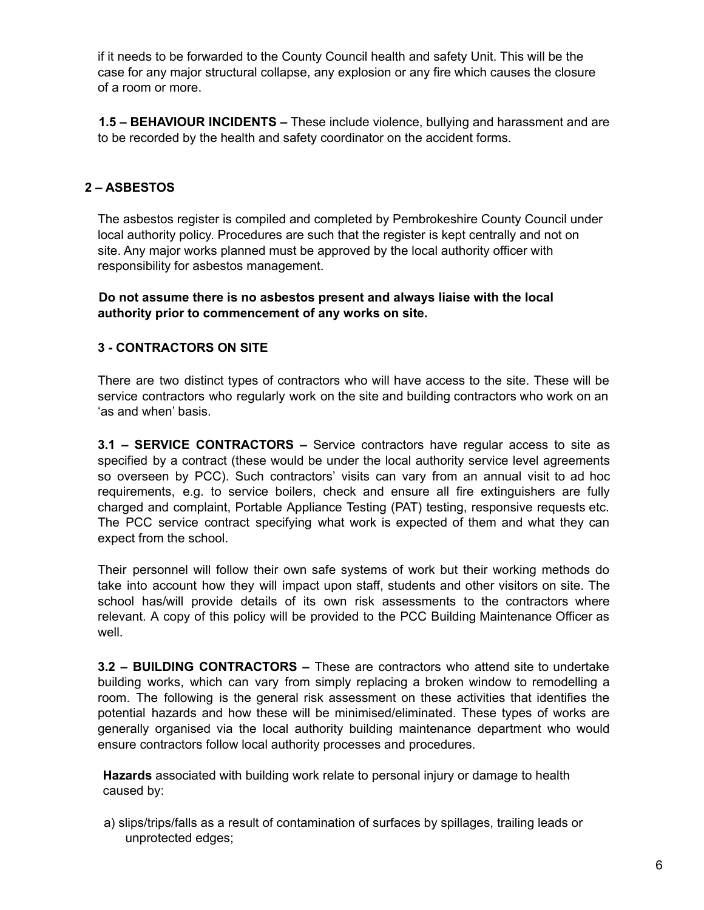if it needs to be forwarded to the County Council health and safety Unit. This will be the case for any major structural collapse, any explosion or any fire which causes the closure of a room or more.

**1.5 – BEHAVIOUR INCIDENTS –** These include violence, bullying and harassment and are to be recorded by the health and safety coordinator on the accident forms.

## 2 – ASBESTOS

The asbestos register is compiled and completed by Pembrokeshire County Council under local authority policy. Procedures are such that the register is kept centrally and not on site. Any major works planned must be approved by the local authority officer with responsibility for asbestos management.

**Do not assume there is no asbestos present and always liaise with the local authority prior to commencement of any works on site.**

## 3 - CONTRACTORS ON SITE

There are two distinct types of contractors who will have access to the site. These will be service contractors who regularly work on the site and building contractors who work on an 'as and when' basis.

**3.1 – SERVICE CONTRACTORS –** Service contractors have regular access to site as specified by a contract (these would be under the local authority service level agreements so overseen by PCC). Such contractors' visits can vary from an annual visit to ad hoc requirements, e.g. to service boilers, check and ensure all fire extinguishers are fully charged and complaint, Portable Appliance Testing (PAT) testing, responsive requests etc. The PCC service contract specifying what work is expected of them and what they can expect from the school.

Their personnel will follow their own safe systems of work but their working methods do take into account how they will impact upon staff, students and other visitors on site. The school has/will provide details of its own risk assessments to the contractors where relevant. A copy of this policy will be provided to the PCC Building Maintenance Officer as well.

**3.2 – BUILDING CONTRACTORS –** These are contractors who attend site to undertake building works, which can vary from simply replacing a broken window to remodelling a room. The following is the general risk assessment on these activities that identifies the potential hazards and how these will be minimised/eliminated. These types of works are generally organised via the local authority building maintenance department who would ensure contractors follow local authority processes and procedures.

**Hazards** associated with building work relate to personal injury or damage to health caused by:

a) slips/trips/falls as a result of contamination of surfaces by spillages, trailing leads or unprotected edges;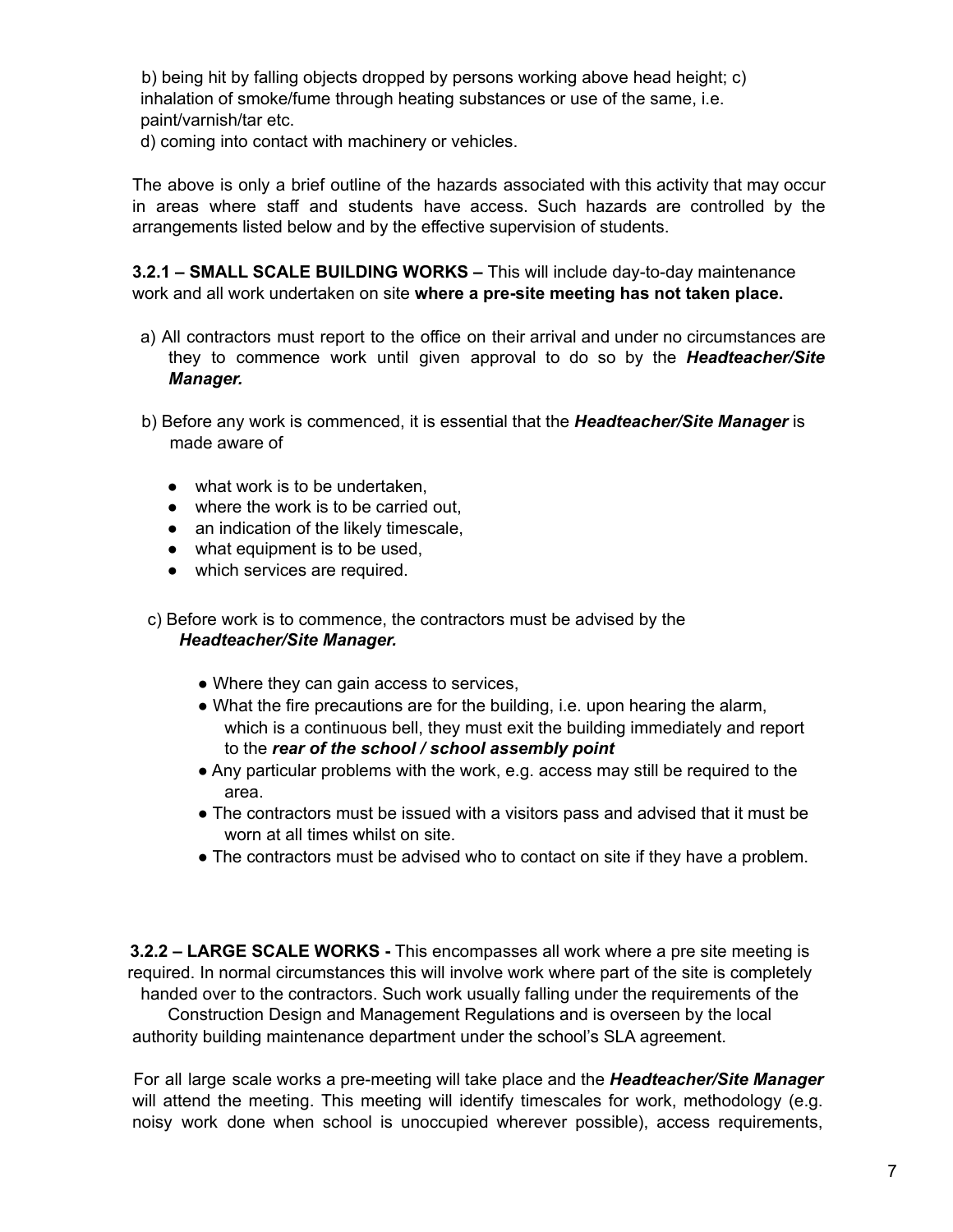b) being hit by falling objects dropped by persons working above head height; c) inhalation of smoke/fume through heating substances or use of the same, i.e. paint/varnish/tar etc.

d) coming into contact with machinery or vehicles.

The above is only a brief outline of the hazards associated with this activity that may occur in areas where staff and students have access. Such hazards are controlled by the arrangements listed below and by the effective supervision of students.

**3.2.1 – SMALL SCALE BUILDING WORKS –** This will include day-to-day maintenance work and all work undertaken on site **where a pre-site meeting has not taken place.**

a) All contractors must report to the office on their arrival and under no circumstances are they to commence work until given approval to do so by the ***Headteacher/Site Manager.***

b) Before any work is commenced, it is essential that the ***Headteacher/Site Manager*** is made aware of

- what work is to be undertaken,
- where the work is to be carried out,
- an indication of the likely timescale,
- what equipment is to be used,
- which services are required.

c) Before work is to commence, the contractors must be advised by the ***Headteacher/Site Manager.***

- Where they can gain access to services,
- What the fire precautions are for the building, i.e. upon hearing the alarm, which is a continuous bell, they must exit the building immediately and report to the ***rear of the school / school assembly point***
- Any particular problems with the work, e.g. access may still be required to the area.
- The contractors must be issued with a visitors pass and advised that it must be worn at all times whilst on site.
- The contractors must be advised who to contact on site if they have a problem.

**3.2.2 – LARGE SCALE WORKS -** This encompasses all work where a pre site meeting is required. In normal circumstances this will involve work where part of the site is completely handed over to the contractors. Such work usually falling under the requirements of the Construction Design and Management Regulations and is overseen by the local authority building maintenance department under the school's SLA agreement.

For all large scale works a pre-meeting will take place and the ***Headteacher/Site Manager*** will attend the meeting. This meeting will identify timescales for work, methodology (e.g. noisy work done when school is unoccupied wherever possible), access requirements,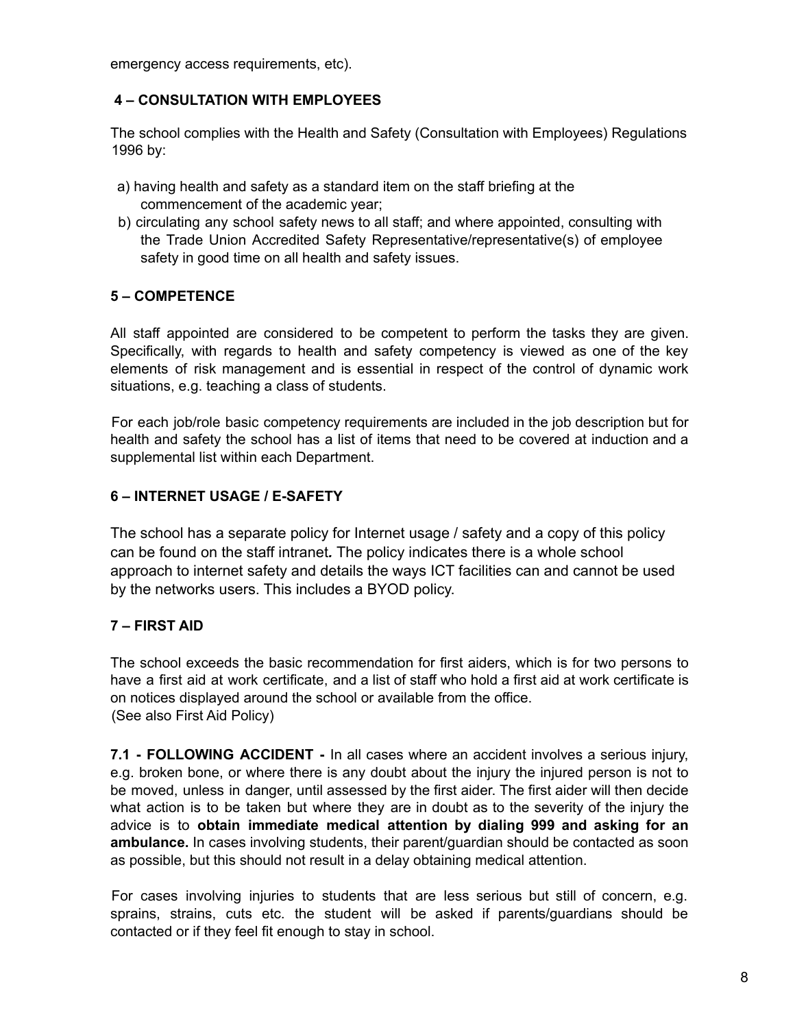emergency access requirements, etc).

## 4 – CONSULTATION WITH EMPLOYEES

The school complies with the Health and Safety (Consultation with Employees) Regulations 1996 by:

a) having health and safety as a standard item on the staff briefing at the commencement of the academic year;
b) circulating any school safety news to all staff; and where appointed, consulting with the Trade Union Accredited Safety Representative/representative(s) of employee safety in good time on all health and safety issues.

## 5 – COMPETENCE

All staff appointed are considered to be competent to perform the tasks they are given. Specifically, with regards to health and safety competency is viewed as one of the key elements of risk management and is essential in respect of the control of dynamic work situations, e.g. teaching a class of students.

For each job/role basic competency requirements are included in the job description but for health and safety the school has a list of items that need to be covered at induction and a supplemental list within each Department.

## 6 – INTERNET USAGE / E-SAFETY

The school has a separate policy for Internet usage / safety and a copy of this policy can be found on the staff intranet*.* The policy indicates there is a whole school approach to internet safety and details the ways ICT facilities can and cannot be used by the networks users. This includes a BYOD policy.

## 7 – FIRST AID

The school exceeds the basic recommendation for first aiders, which is for two persons to have a first aid at work certificate, and a list of staff who hold a first aid at work certificate is on notices displayed around the school or available from the office.
(See also First Aid Policy)

**7.1 - FOLLOWING ACCIDENT -** In all cases where an accident involves a serious injury, e.g. broken bone, or where there is any doubt about the injury the injured person is not to be moved, unless in danger, until assessed by the first aider. The first aider will then decide what action is to be taken but where they are in doubt as to the severity of the injury the advice is to **obtain immediate medical attention by dialing 999 and asking for an ambulance.** In cases involving students, their parent/guardian should be contacted as soon as possible, but this should not result in a delay obtaining medical attention.

For cases involving injuries to students that are less serious but still of concern, e.g. sprains, strains, cuts etc. the student will be asked if parents/guardians should be contacted or if they feel fit enough to stay in school.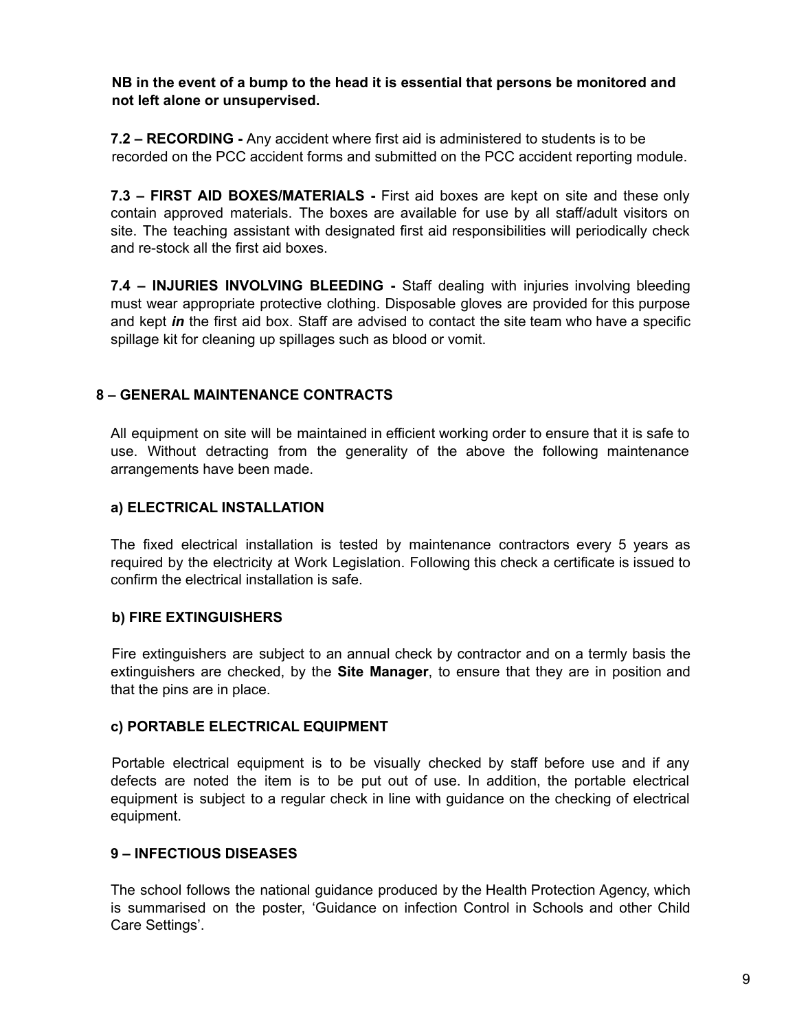**NB in the event of a bump to the head it is essential that persons be monitored and not left alone or unsupervised.**

**7.2 – RECORDING -** Any accident where first aid is administered to students is to be recorded on the PCC accident forms and submitted on the PCC accident reporting module.

**7.3 – FIRST AID BOXES/MATERIALS -** First aid boxes are kept on site and these only contain approved materials. The boxes are available for use by all staff/adult visitors on site. The teaching assistant with designated first aid responsibilities will periodically check and re-stock all the first aid boxes.

**7.4 – INJURIES INVOLVING BLEEDING -** Staff dealing with injuries involving bleeding must wear appropriate protective clothing. Disposable gloves are provided for this purpose and kept ***in*** the first aid box. Staff are advised to contact the site team who have a specific spillage kit for cleaning up spillages such as blood or vomit.

## 8 – GENERAL MAINTENANCE CONTRACTS

All equipment on site will be maintained in efficient working order to ensure that it is safe to use. Without detracting from the generality of the above the following maintenance arrangements have been made.

### a) ELECTRICAL INSTALLATION

The fixed electrical installation is tested by maintenance contractors every 5 years as required by the electricity at Work Legislation. Following this check a certificate is issued to confirm the electrical installation is safe.

### b) FIRE EXTINGUISHERS

Fire extinguishers are subject to an annual check by contractor and on a termly basis the extinguishers are checked, by the **Site Manager**, to ensure that they are in position and that the pins are in place.

### c) PORTABLE ELECTRICAL EQUIPMENT

Portable electrical equipment is to be visually checked by staff before use and if any defects are noted the item is to be put out of use. In addition, the portable electrical equipment is subject to a regular check in line with guidance on the checking of electrical equipment.

## 9 – INFECTIOUS DISEASES

The school follows the national guidance produced by the Health Protection Agency, which is summarised on the poster, 'Guidance on infection Control in Schools and other Child Care Settings'.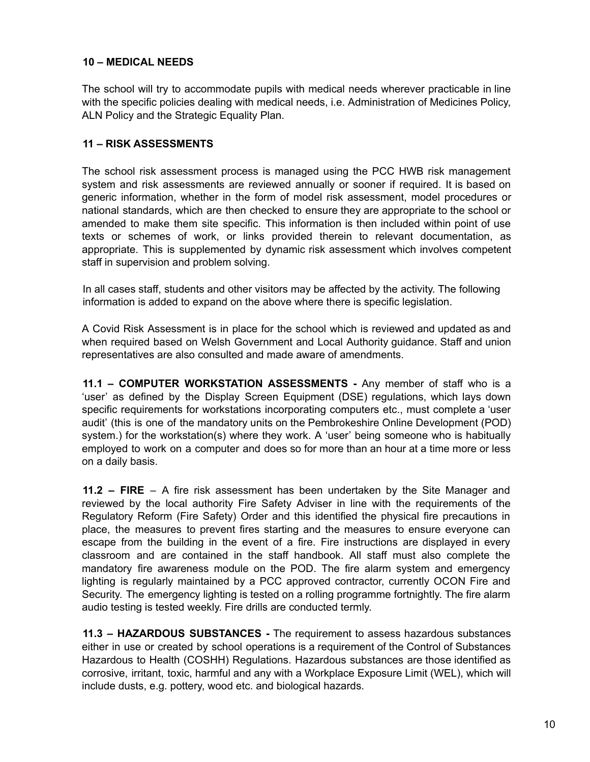**10 – MEDICAL NEEDS**

The school will try to accommodate pupils with medical needs wherever practicable in line with the specific policies dealing with medical needs, i.e. Administration of Medicines Policy, ALN Policy and the Strategic Equality Plan.

**11 – RISK ASSESSMENTS**

The school risk assessment process is managed using the PCC HWB risk management system and risk assessments are reviewed annually or sooner if required. It is based on generic information, whether in the form of model risk assessment, model procedures or national standards, which are then checked to ensure they are appropriate to the school or amended to make them site specific. This information is then included within point of use texts or schemes of work, or links provided therein to relevant documentation, as appropriate. This is supplemented by dynamic risk assessment which involves competent staff in supervision and problem solving.

In all cases staff, students and other visitors may be affected by the activity. The following information is added to expand on the above where there is specific legislation.

A Covid Risk Assessment is in place for the school which is reviewed and updated as and when required based on Welsh Government and Local Authority guidance. Staff and union representatives are also consulted and made aware of amendments.

**11.1 – COMPUTER WORKSTATION ASSESSMENTS -** Any member of staff who is a 'user' as defined by the Display Screen Equipment (DSE) regulations, which lays down specific requirements for workstations incorporating computers etc., must complete a 'user audit' (this is one of the mandatory units on the Pembrokeshire Online Development (POD) system.) for the workstation(s) where they work. A 'user' being someone who is habitually employed to work on a computer and does so for more than an hour at a time more or less on a daily basis.

**11.2 – FIRE** – A fire risk assessment has been undertaken by the Site Manager and reviewed by the local authority Fire Safety Adviser in line with the requirements of the Regulatory Reform (Fire Safety) Order and this identified the physical fire precautions in place, the measures to prevent fires starting and the measures to ensure everyone can escape from the building in the event of a fire. Fire instructions are displayed in every classroom and are contained in the staff handbook. All staff must also complete the mandatory fire awareness module on the POD. The fire alarm system and emergency lighting is regularly maintained by a PCC approved contractor, currently OCON Fire and Security. The emergency lighting is tested on a rolling programme fortnightly. The fire alarm audio testing is tested weekly. Fire drills are conducted termly.

**11.3 – HAZARDOUS SUBSTANCES -** The requirement to assess hazardous substances either in use or created by school operations is a requirement of the Control of Substances Hazardous to Health (COSHH) Regulations. Hazardous substances are those identified as corrosive, irritant, toxic, harmful and any with a Workplace Exposure Limit (WEL), which will include dusts, e.g. pottery, wood etc. and biological hazards.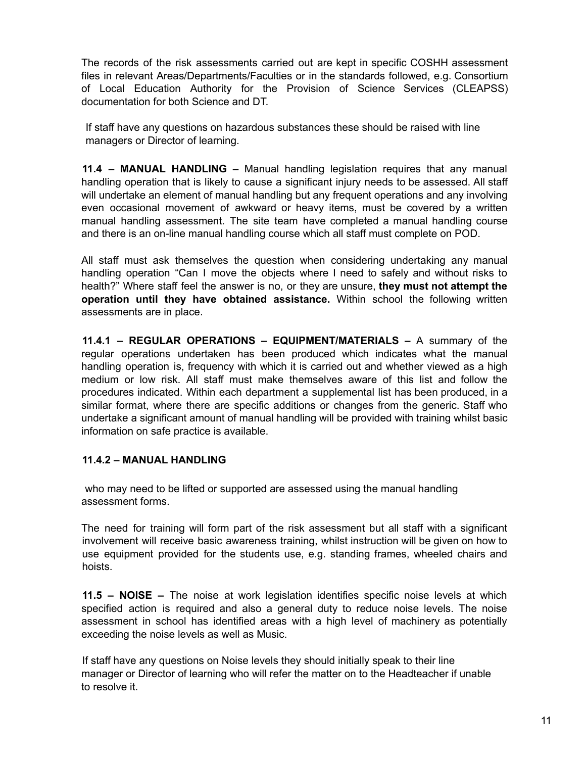The records of the risk assessments carried out are kept in specific COSHH assessment files in relevant Areas/Departments/Faculties or in the standards followed, e.g. Consortium of Local Education Authority for the Provision of Science Services (CLEAPSS) documentation for both Science and DT.

If staff have any questions on hazardous substances these should be raised with line managers or Director of learning.

**11.4 – MANUAL HANDLING –** Manual handling legislation requires that any manual handling operation that is likely to cause a significant injury needs to be assessed. All staff will undertake an element of manual handling but any frequent operations and any involving even occasional movement of awkward or heavy items, must be covered by a written manual handling assessment. The site team have completed a manual handling course and there is an on-line manual handling course which all staff must complete on POD.

All staff must ask themselves the question when considering undertaking any manual handling operation "Can I move the objects where I need to safely and without risks to health?" Where staff feel the answer is no, or they are unsure, **they must not attempt the operation until they have obtained assistance.** Within school the following written assessments are in place.

**11.4.1 – REGULAR OPERATIONS – EQUIPMENT/MATERIALS –** A summary of the regular operations undertaken has been produced which indicates what the manual handling operation is, frequency with which it is carried out and whether viewed as a high medium or low risk. All staff must make themselves aware of this list and follow the procedures indicated. Within each department a supplemental list has been produced, in a similar format, where there are specific additions or changes from the generic. Staff who undertake a significant amount of manual handling will be provided with training whilst basic information on safe practice is available.

**11.4.2 – MANUAL HANDLING**

who may need to be lifted or supported are assessed using the manual handling assessment forms.

The need for training will form part of the risk assessment but all staff with a significant involvement will receive basic awareness training, whilst instruction will be given on how to use equipment provided for the students use, e.g. standing frames, wheeled chairs and hoists.

**11.5 – NOISE –** The noise at work legislation identifies specific noise levels at which specified action is required and also a general duty to reduce noise levels. The noise assessment in school has identified areas with a high level of machinery as potentially exceeding the noise levels as well as Music.

If staff have any questions on Noise levels they should initially speak to their line manager or Director of learning who will refer the matter on to the Headteacher if unable to resolve it.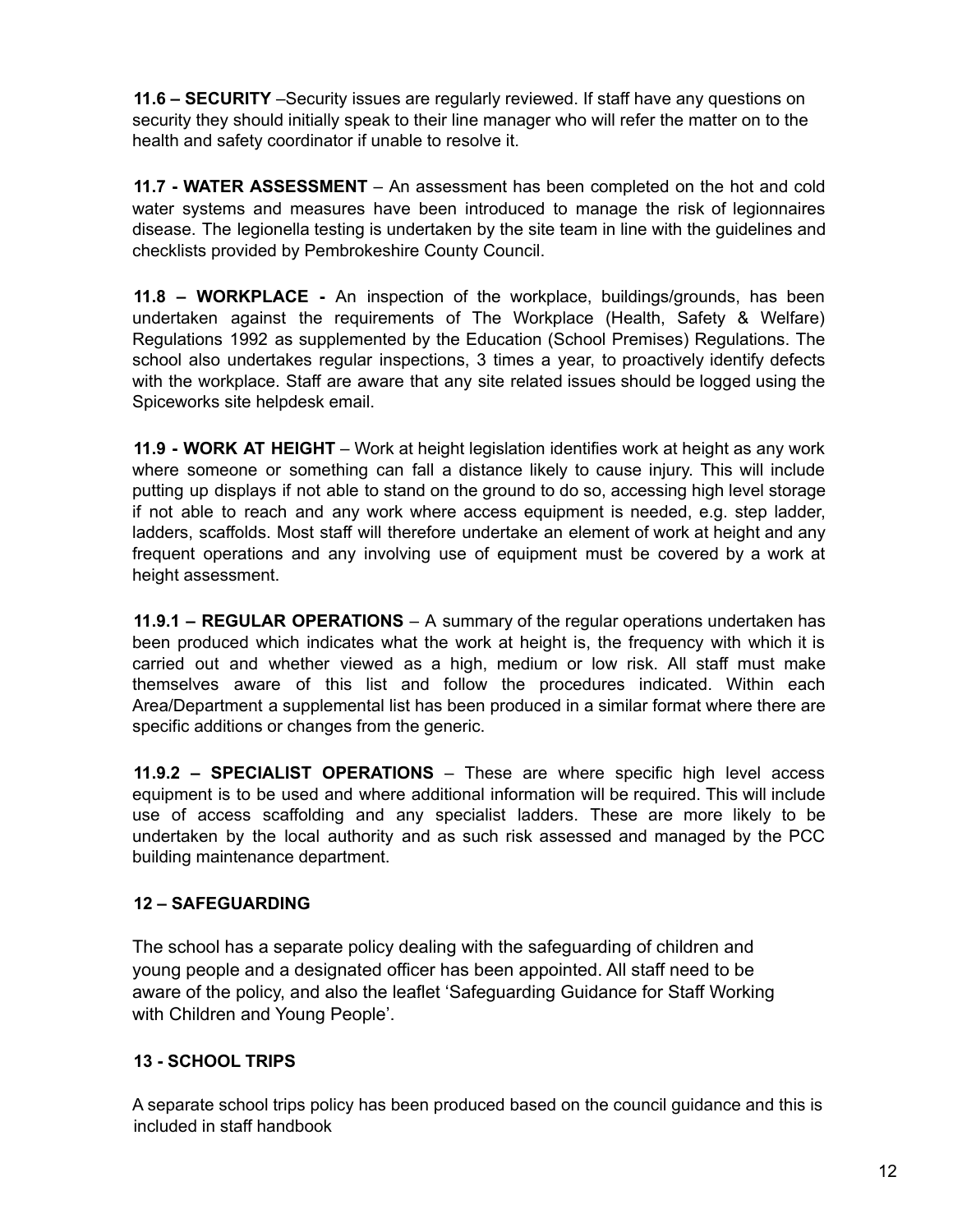**11.6 – SECURITY** –Security issues are regularly reviewed. If staff have any questions on security they should initially speak to their line manager who will refer the matter on to the health and safety coordinator if unable to resolve it.

**11.7 - WATER ASSESSMENT** – An assessment has been completed on the hot and cold water systems and measures have been introduced to manage the risk of legionnaires disease. The legionella testing is undertaken by the site team in line with the guidelines and checklists provided by Pembrokeshire County Council.

**11.8 – WORKPLACE -** An inspection of the workplace, buildings/grounds, has been undertaken against the requirements of The Workplace (Health, Safety & Welfare) Regulations 1992 as supplemented by the Education (School Premises) Regulations. The school also undertakes regular inspections, 3 times a year, to proactively identify defects with the workplace. Staff are aware that any site related issues should be logged using the Spiceworks site helpdesk email.

**11.9 - WORK AT HEIGHT** – Work at height legislation identifies work at height as any work where someone or something can fall a distance likely to cause injury. This will include putting up displays if not able to stand on the ground to do so, accessing high level storage if not able to reach and any work where access equipment is needed, e.g. step ladder, ladders, scaffolds. Most staff will therefore undertake an element of work at height and any frequent operations and any involving use of equipment must be covered by a work at height assessment.

**11.9.1 – REGULAR OPERATIONS** – A summary of the regular operations undertaken has been produced which indicates what the work at height is, the frequency with which it is carried out and whether viewed as a high, medium or low risk. All staff must make themselves aware of this list and follow the procedures indicated. Within each Area/Department a supplemental list has been produced in a similar format where there are specific additions or changes from the generic.

**11.9.2 – SPECIALIST OPERATIONS** – These are where specific high level access equipment is to be used and where additional information will be required. This will include use of access scaffolding and any specialist ladders. These are more likely to be undertaken by the local authority and as such risk assessed and managed by the PCC building maintenance department.

## 12 – SAFEGUARDING

The school has a separate policy dealing with the safeguarding of children and young people and a designated officer has been appointed. All staff need to be aware of the policy, and also the leaflet 'Safeguarding Guidance for Staff Working with Children and Young People'.

## 13 - SCHOOL TRIPS

A separate school trips policy has been produced based on the council guidance and this is included in staff handbook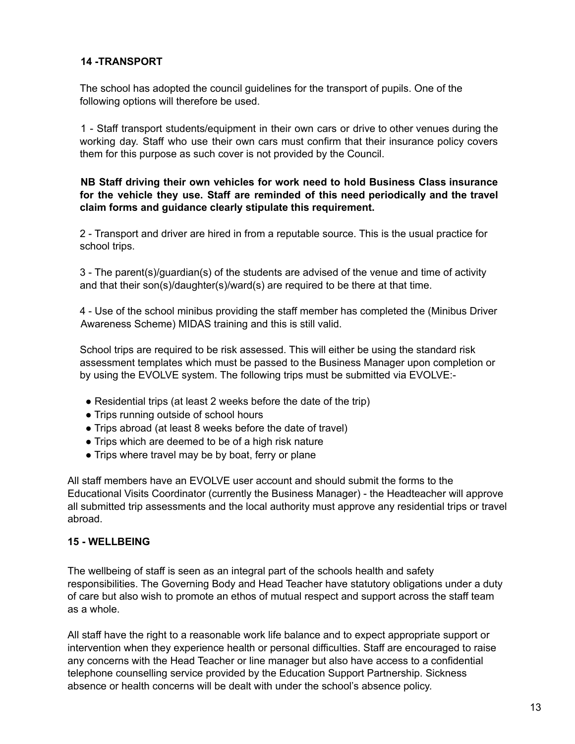## 14 -TRANSPORT

The school has adopted the council guidelines for the transport of pupils. One of the following options will therefore be used.

1 - Staff transport students/equipment in their own cars or drive to other venues during the working day. Staff who use their own cars must confirm that their insurance policy covers them for this purpose as such cover is not provided by the Council.

**NB Staff driving their own vehicles for work need to hold Business Class insurance for the vehicle they use. Staff are reminded of this need periodically and the travel claim forms and guidance clearly stipulate this requirement.**

2 - Transport and driver are hired in from a reputable source. This is the usual practice for school trips.

3 - The parent(s)/guardian(s) of the students are advised of the venue and time of activity and that their son(s)/daughter(s)/ward(s) are required to be there at that time.

4 - Use of the school minibus providing the staff member has completed the (Minibus Driver Awareness Scheme) MIDAS training and this is still valid.

School trips are required to be risk assessed. This will either be using the standard risk assessment templates which must be passed to the Business Manager upon completion or by using the EVOLVE system. The following trips must be submitted via EVOLVE:-

- Residential trips (at least 2 weeks before the date of the trip)
- Trips running outside of school hours
- Trips abroad (at least 8 weeks before the date of travel)
- Trips which are deemed to be of a high risk nature
- Trips where travel may be by boat, ferry or plane

All staff members have an EVOLVE user account and should submit the forms to the Educational Visits Coordinator (currently the Business Manager) - the Headteacher will approve all submitted trip assessments and the local authority must approve any residential trips or travel abroad.

## 15 - WELLBEING

The wellbeing of staff is seen as an integral part of the schools health and safety responsibilities. The Governing Body and Head Teacher have statutory obligations under a duty of care but also wish to promote an ethos of mutual respect and support across the staff team as a whole.

All staff have the right to a reasonable work life balance and to expect appropriate support or intervention when they experience health or personal difficulties. Staff are encouraged to raise any concerns with the Head Teacher or line manager but also have access to a confidential telephone counselling service provided by the Education Support Partnership. Sickness absence or health concerns will be dealt with under the school's absence policy.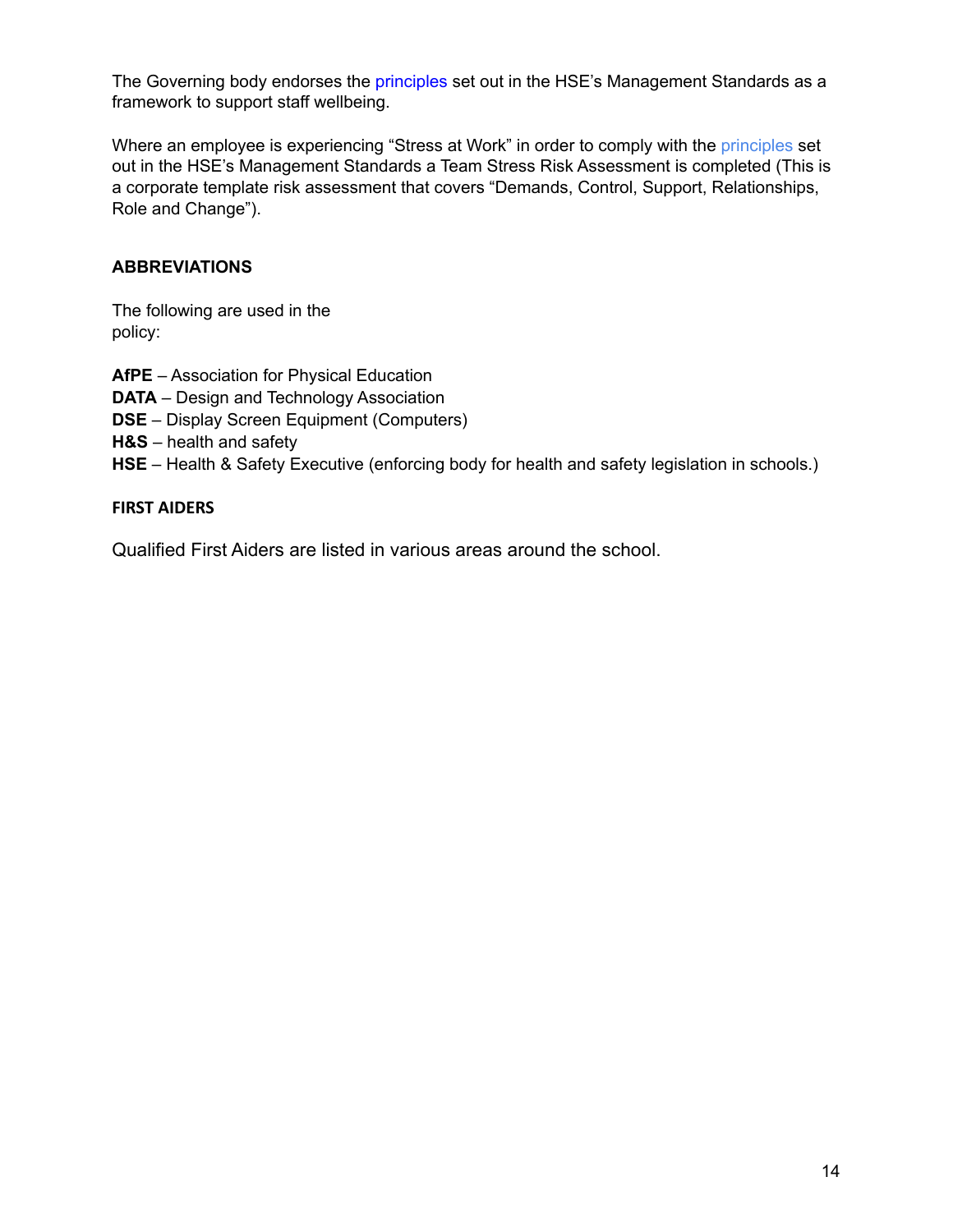The Governing body endorses the principles set out in the HSE's Management Standards as a framework to support staff wellbeing.

Where an employee is experiencing "Stress at Work" in order to comply with the principles set out in the HSE's Management Standards a Team Stress Risk Assessment is completed (This is a corporate template risk assessment that covers "Demands, Control, Support, Relationships, Role and Change").

## ABBREVIATIONS

The following are used in the policy:

**AfPE** – Association for Physical Education
**DATA** – Design and Technology Association
**DSE** – Display Screen Equipment (Computers)
**H&S** – health and safety
**HSE** – Health & Safety Executive (enforcing body for health and safety legislation in schools.)

## FIRST AIDERS

Qualified First Aiders are listed in various areas around the school.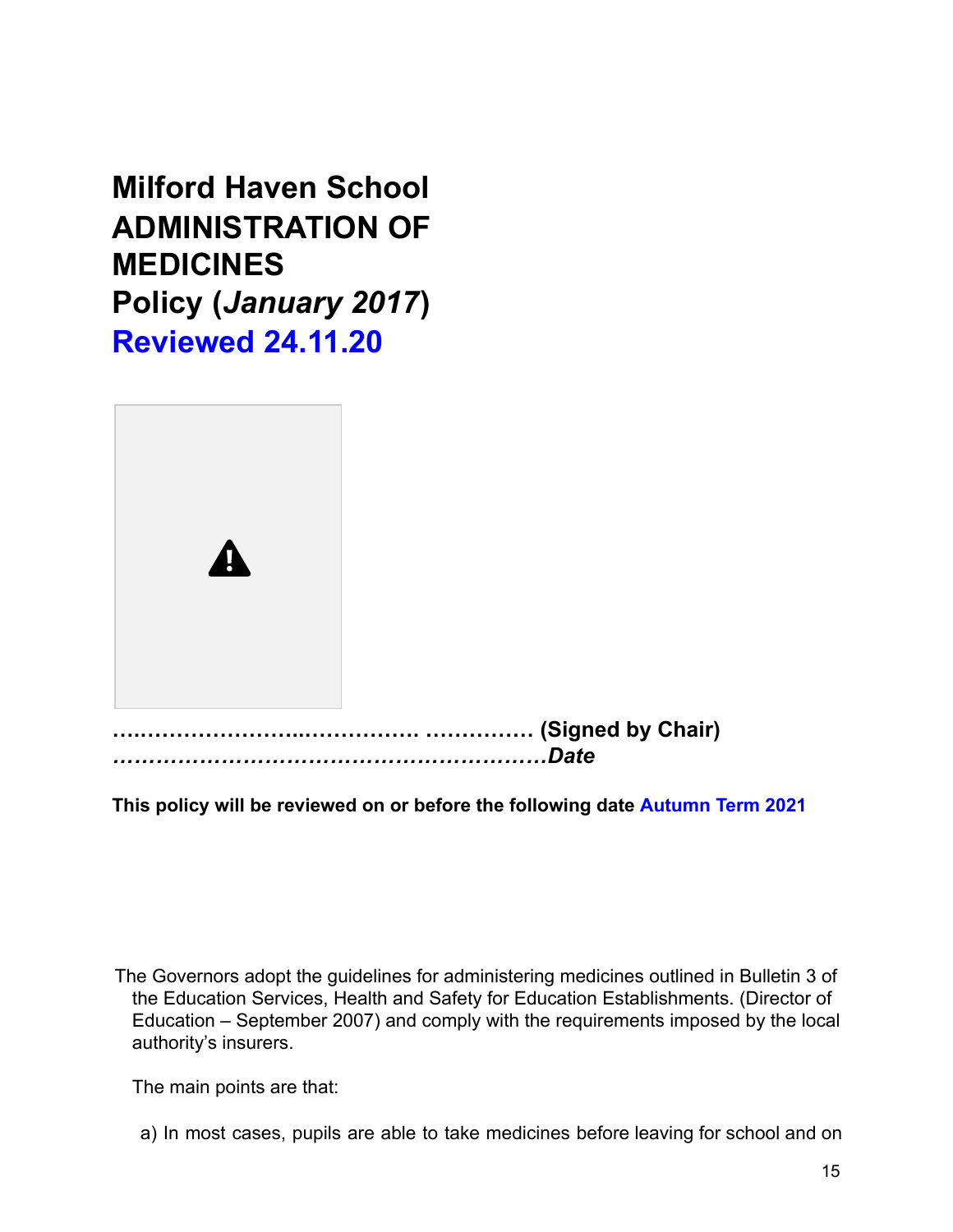# Milford Haven School ADMINISTRATION OF MEDICINES Policy (*January 2017*) Reviewed 24.11.20

**………………….……………. …………… (Signed by Chair)**
***…………………………………………………Date***

**This policy will be reviewed on or before the following date Autumn Term 2021**

The Governors adopt the guidelines for administering medicines outlined in Bulletin 3 of the Education Services, Health and Safety for Education Establishments. (Director of Education – September 2007) and comply with the requirements imposed by the local authority's insurers.

The main points are that:

a) In most cases, pupils are able to take medicines before leaving for school and on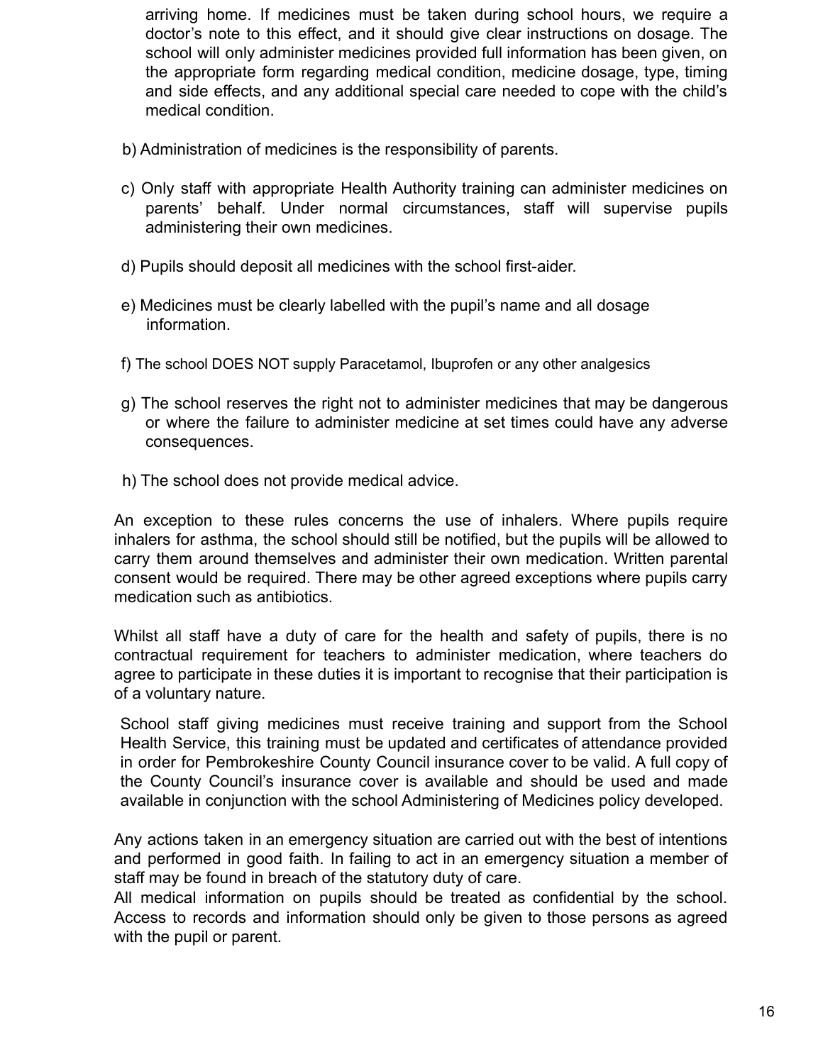arriving home. If medicines must be taken during school hours, we require a doctor's note to this effect, and it should give clear instructions on dosage. The school will only administer medicines provided full information has been given, on the appropriate form regarding medical condition, medicine dosage, type, timing and side effects, and any additional special care needed to cope with the child's medical condition.

b) Administration of medicines is the responsibility of parents.

c) Only staff with appropriate Health Authority training can administer medicines on parents' behalf. Under normal circumstances, staff will supervise pupils administering their own medicines.

d) Pupils should deposit all medicines with the school first-aider.

e) Medicines must be clearly labelled with the pupil's name and all dosage information.

f) The school DOES NOT supply Paracetamol, Ibuprofen or any other analgesics

g) The school reserves the right not to administer medicines that may be dangerous or where the failure to administer medicine at set times could have any adverse consequences.

h) The school does not provide medical advice.

An exception to these rules concerns the use of inhalers. Where pupils require inhalers for asthma, the school should still be notified, but the pupils will be allowed to carry them around themselves and administer their own medication. Written parental consent would be required. There may be other agreed exceptions where pupils carry medication such as antibiotics.

Whilst all staff have a duty of care for the health and safety of pupils, there is no contractual requirement for teachers to administer medication, where teachers do agree to participate in these duties it is important to recognise that their participation is of a voluntary nature.

School staff giving medicines must receive training and support from the School Health Service, this training must be updated and certificates of attendance provided in order for Pembrokeshire County Council insurance cover to be valid. A full copy of the County Council's insurance cover is available and should be used and made available in conjunction with the school Administering of Medicines policy developed.

Any actions taken in an emergency situation are carried out with the best of intentions and performed in good faith. In failing to act in an emergency situation a member of staff may be found in breach of the statutory duty of care.
All medical information on pupils should be treated as confidential by the school. Access to records and information should only be given to those persons as agreed with the pupil or parent.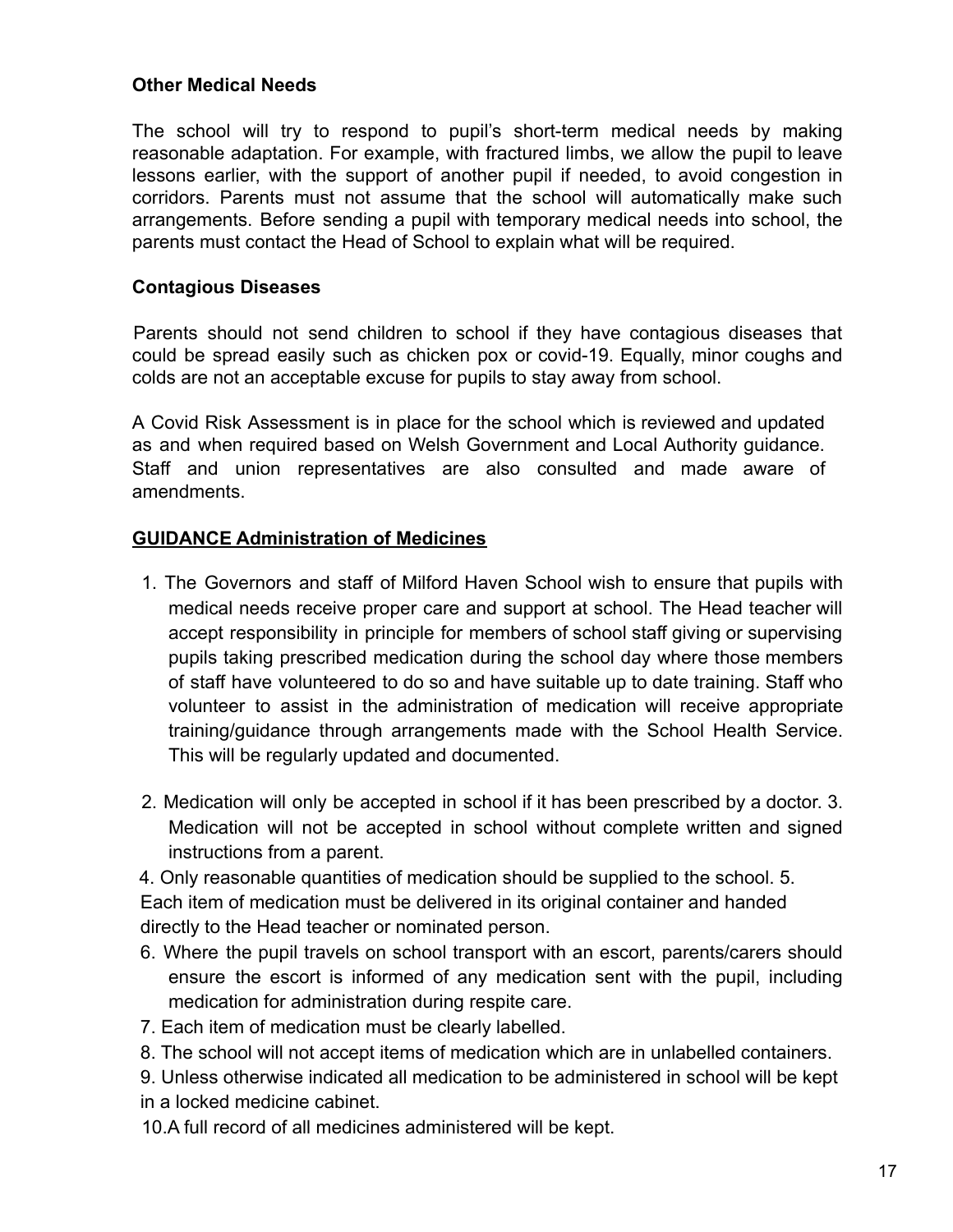**Other Medical Needs**

The school will try to respond to pupil's short-term medical needs by making reasonable adaptation. For example, with fractured limbs, we allow the pupil to leave lessons earlier, with the support of another pupil if needed, to avoid congestion in corridors. Parents must not assume that the school will automatically make such arrangements. Before sending a pupil with temporary medical needs into school, the parents must contact the Head of School to explain what will be required.

**Contagious Diseases**

Parents should not send children to school if they have contagious diseases that could be spread easily such as chicken pox or covid-19. Equally, minor coughs and colds are not an acceptable excuse for pupils to stay away from school.

A Covid Risk Assessment is in place for the school which is reviewed and updated as and when required based on Welsh Government and Local Authority guidance. Staff and union representatives are also consulted and made aware of amendments.

**GUIDANCE Administration of Medicines**

1. The Governors and staff of Milford Haven School wish to ensure that pupils with medical needs receive proper care and support at school. The Head teacher will accept responsibility in principle for members of school staff giving or supervising pupils taking prescribed medication during the school day where those members of staff have volunteered to do so and have suitable up to date training. Staff who volunteer to assist in the administration of medication will receive appropriate training/guidance through arrangements made with the School Health Service. This will be regularly updated and documented.
2. Medication will only be accepted in school if it has been prescribed by a doctor.
3. Medication will not be accepted in school without complete written and signed instructions from a parent.
4. Only reasonable quantities of medication should be supplied to the school.
5. Each item of medication must be delivered in its original container and handed directly to the Head teacher or nominated person.
6. Where the pupil travels on school transport with an escort, parents/carers should ensure the escort is informed of any medication sent with the pupil, including medication for administration during respite care.
7. Each item of medication must be clearly labelled.
8. The school will not accept items of medication which are in unlabelled containers.
9. Unless otherwise indicated all medication to be administered in school will be kept in a locked medicine cabinet.
10. A full record of all medicines administered will be kept.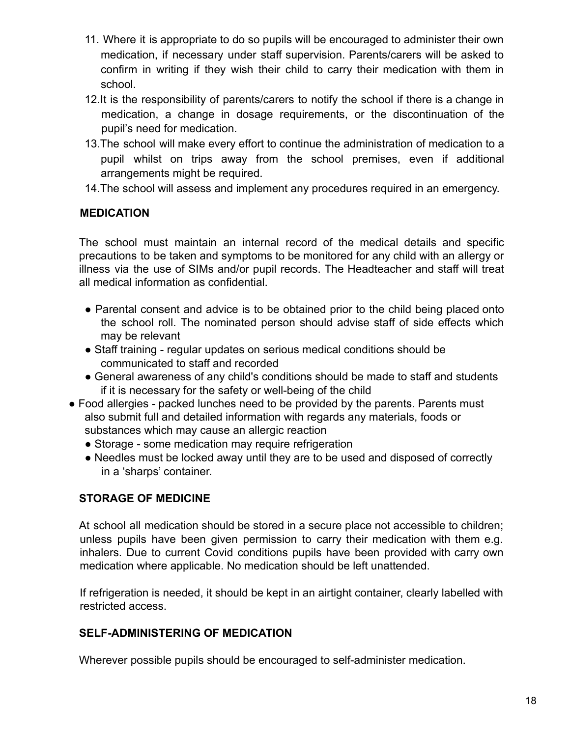11. Where it is appropriate to do so pupils will be encouraged to administer their own medication, if necessary under staff supervision. Parents/carers will be asked to confirm in writing if they wish their child to carry their medication with them in school.
12. It is the responsibility of parents/carers to notify the school if there is a change in medication, a change in dosage requirements, or the discontinuation of the pupil's need for medication.
13. The school will make every effort to continue the administration of medication to a pupil whilst on trips away from the school premises, even if additional arrangements might be required.
14. The school will assess and implement any procedures required in an emergency.

**MEDICATION**

The school must maintain an internal record of the medical details and specific precautions to be taken and symptoms to be monitored for any child with an allergy or illness via the use of SIMs and/or pupil records. The Headteacher and staff will treat all medical information as confidential.

- Parental consent and advice is to be obtained prior to the child being placed onto the school roll. The nominated person should advise staff of side effects which may be relevant
- Staff training - regular updates on serious medical conditions should be communicated to staff and recorded
- General awareness of any child's conditions should be made to staff and students if it is necessary for the safety or well-being of the child
- Food allergies - packed lunches need to be provided by the parents. Parents must also submit full and detailed information with regards any materials, foods or substances which may cause an allergic reaction
- Storage - some medication may require refrigeration
- Needles must be locked away until they are to be used and disposed of correctly in a 'sharps' container.

**STORAGE OF MEDICINE**

At school all medication should be stored in a secure place not accessible to children; unless pupils have been given permission to carry their medication with them e.g. inhalers. Due to current Covid conditions pupils have been provided with carry own medication where applicable. No medication should be left unattended.

If refrigeration is needed, it should be kept in an airtight container, clearly labelled with restricted access.

**SELF-ADMINISTERING OF MEDICATION**

Wherever possible pupils should be encouraged to self-administer medication.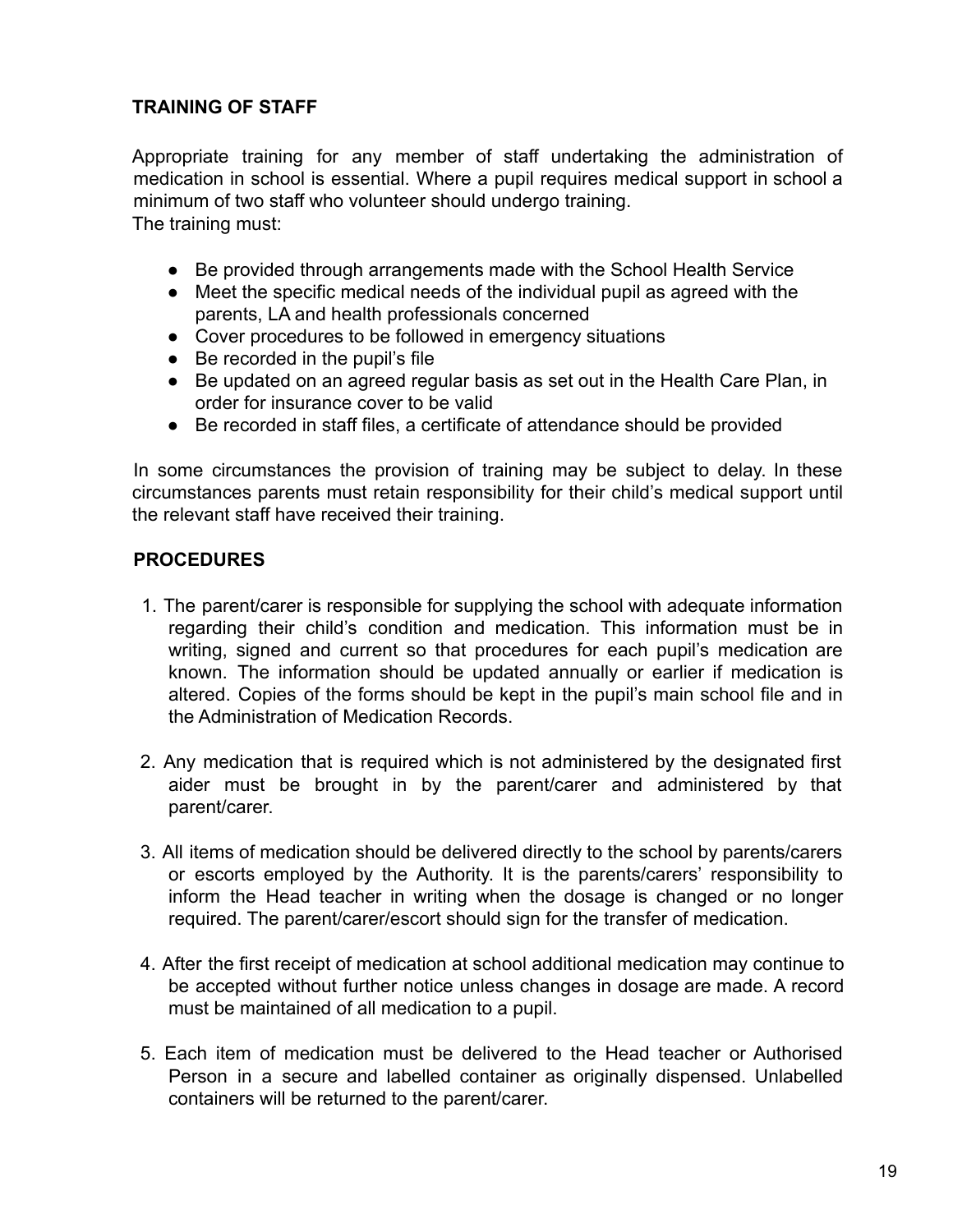## TRAINING OF STAFF

Appropriate training for any member of staff undertaking the administration of medication in school is essential. Where a pupil requires medical support in school a minimum of two staff who volunteer should undergo training.
The training must:

- Be provided through arrangements made with the School Health Service
- Meet the specific medical needs of the individual pupil as agreed with the parents, LA and health professionals concerned
- Cover procedures to be followed in emergency situations
- Be recorded in the pupil's file
- Be updated on an agreed regular basis as set out in the Health Care Plan, in order for insurance cover to be valid
- Be recorded in staff files, a certificate of attendance should be provided

In some circumstances the provision of training may be subject to delay. In these circumstances parents must retain responsibility for their child's medical support until the relevant staff have received their training.

## PROCEDURES

1. The parent/carer is responsible for supplying the school with adequate information regarding their child's condition and medication. This information must be in writing, signed and current so that procedures for each pupil's medication are known. The information should be updated annually or earlier if medication is altered. Copies of the forms should be kept in the pupil's main school file and in the Administration of Medication Records.

2. Any medication that is required which is not administered by the designated first aider must be brought in by the parent/carer and administered by that parent/carer.

3. All items of medication should be delivered directly to the school by parents/carers or escorts employed by the Authority. It is the parents/carers' responsibility to inform the Head teacher in writing when the dosage is changed or no longer required. The parent/carer/escort should sign for the transfer of medication.

4. After the first receipt of medication at school additional medication may continue to be accepted without further notice unless changes in dosage are made. A record must be maintained of all medication to a pupil.

5. Each item of medication must be delivered to the Head teacher or Authorised Person in a secure and labelled container as originally dispensed. Unlabelled containers will be returned to the parent/carer.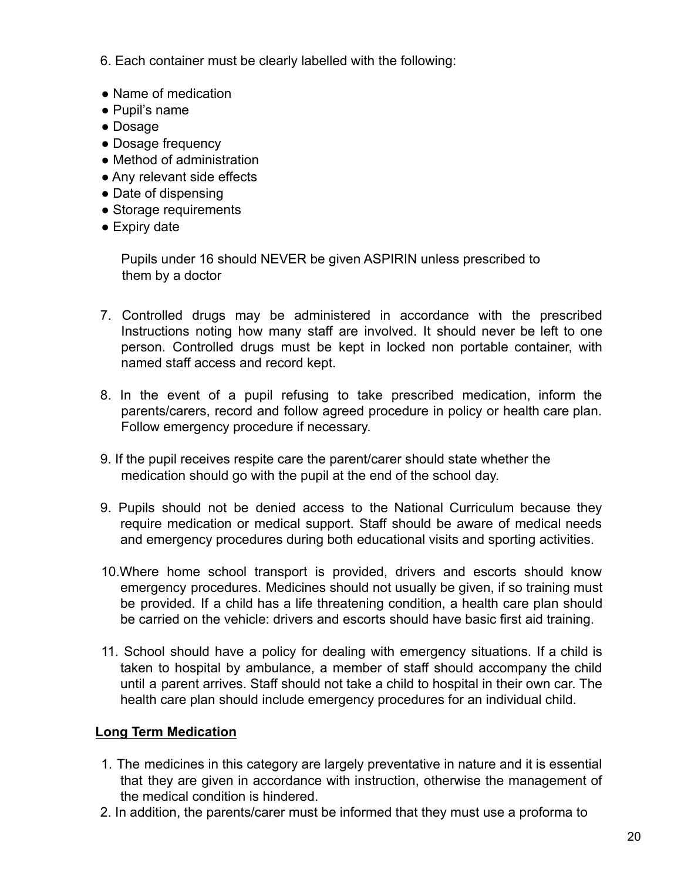6. Each container must be clearly labelled with the following:

- Name of medication
- Pupil's name
- Dosage
- Dosage frequency
- Method of administration
- Any relevant side effects
- Date of dispensing
- Storage requirements
- Expiry date

Pupils under 16 should NEVER be given ASPIRIN unless prescribed to them by a doctor

7. Controlled drugs may be administered in accordance with the prescribed Instructions noting how many staff are involved. It should never be left to one person. Controlled drugs must be kept in locked non portable container, with named staff access and record kept.

8. In the event of a pupil refusing to take prescribed medication, inform the parents/carers, record and follow agreed procedure in policy or health care plan. Follow emergency procedure if necessary.

9. If the pupil receives respite care the parent/carer should state whether the medication should go with the pupil at the end of the school day.

9. Pupils should not be denied access to the National Curriculum because they require medication or medical support. Staff should be aware of medical needs and emergency procedures during both educational visits and sporting activities.

10. Where home school transport is provided, drivers and escorts should know emergency procedures. Medicines should not usually be given, if so training must be provided. If a child has a life threatening condition, a health care plan should be carried on the vehicle: drivers and escorts should have basic first aid training.

11. School should have a policy for dealing with emergency situations. If a child is taken to hospital by ambulance, a member of staff should accompany the child until a parent arrives. Staff should not take a child to hospital in their own car. The health care plan should include emergency procedures for an individual child.

**<u>Long Term Medication</u>**

1. The medicines in this category are largely preventative in nature and it is essential that they are given in accordance with instruction, otherwise the management of the medical condition is hindered.
2. In addition, the parents/carer must be informed that they must use a proforma to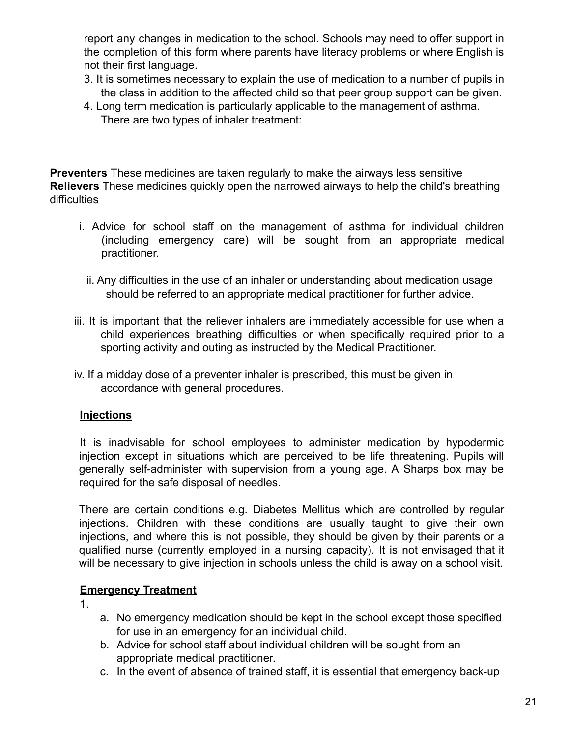report any changes in medication to the school. Schools may need to offer support in the completion of this form where parents have literacy problems or where English is not their first language.

3. It is sometimes necessary to explain the use of medication to a number of pupils in the class in addition to the affected child so that peer group support can be given.
4. Long term medication is particularly applicable to the management of asthma. There are two types of inhaler treatment:

**Preventers** These medicines are taken regularly to make the airways less sensitive
**Relievers** These medicines quickly open the narrowed airways to help the child's breathing difficulties

i. Advice for school staff on the management of asthma for individual children (including emergency care) will be sought from an appropriate medical practitioner.

ii. Any difficulties in the use of an inhaler or understanding about medication usage should be referred to an appropriate medical practitioner for further advice.

iii. It is important that the reliever inhalers are immediately accessible for use when a child experiences breathing difficulties or when specifically required prior to a sporting activity and outing as instructed by the Medical Practitioner.

iv. If a midday dose of a preventer inhaler is prescribed, this must be given in accordance with general procedures.

**Injections**

It is inadvisable for school employees to administer medication by hypodermic injection except in situations which are perceived to be life threatening. Pupils will generally self-administer with supervision from a young age. A Sharps box may be required for the safe disposal of needles.

There are certain conditions e.g. Diabetes Mellitus which are controlled by regular injections. Children with these conditions are usually taught to give their own injections, and where this is not possible, they should be given by their parents or a qualified nurse (currently employed in a nursing capacity). It is not envisaged that it will be necessary to give injection in schools unless the child is away on a school visit.

**Emergency Treatment**

1.
   a. No emergency medication should be kept in the school except those specified for use in an emergency for an individual child.
   b. Advice for school staff about individual children will be sought from an appropriate medical practitioner.
   c. In the event of absence of trained staff, it is essential that emergency back-up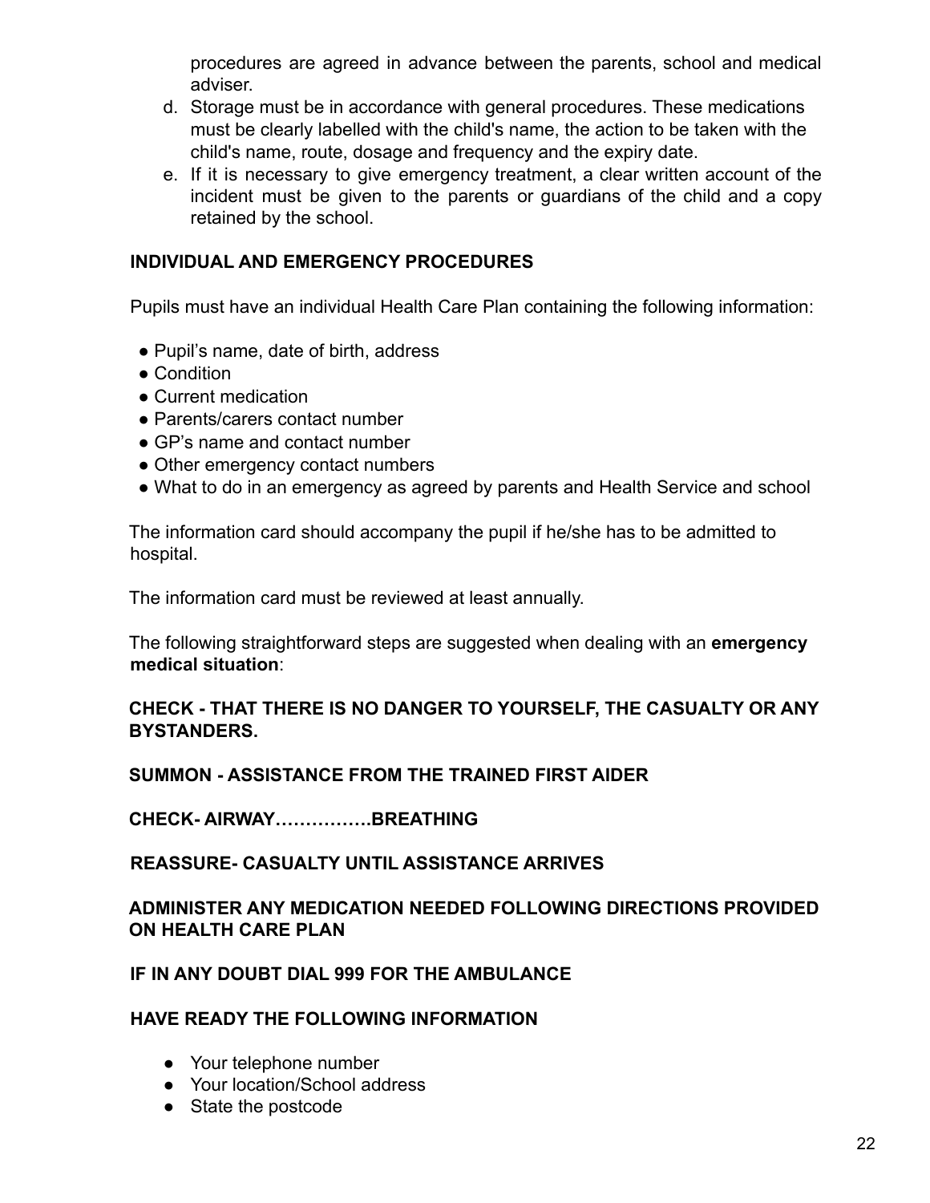procedures are agreed in advance between the parents, school and medical adviser.

d. Storage must be in accordance with general procedures. These medications must be clearly labelled with the child's name, the action to be taken with the child's name, route, dosage and frequency and the expiry date.
e. If it is necessary to give emergency treatment, a clear written account of the incident must be given to the parents or guardians of the child and a copy retained by the school.

## INDIVIDUAL AND EMERGENCY PROCEDURES

Pupils must have an individual Health Care Plan containing the following information:

- Pupil's name, date of birth, address
- Condition
- Current medication
- Parents/carers contact number
- GP's name and contact number
- Other emergency contact numbers
- What to do in an emergency as agreed by parents and Health Service and school

The information card should accompany the pupil if he/she has to be admitted to hospital.

The information card must be reviewed at least annually.

The following straightforward steps are suggested when dealing with an **emergency medical situation**:

**CHECK - THAT THERE IS NO DANGER TO YOURSELF, THE CASUALTY OR ANY BYSTANDERS.**

**SUMMON - ASSISTANCE FROM THE TRAINED FIRST AIDER**

**CHECK- AIRWAY……………BREATHING**

**REASSURE- CASUALTY UNTIL ASSISTANCE ARRIVES**

**ADMINISTER ANY MEDICATION NEEDED FOLLOWING DIRECTIONS PROVIDED ON HEALTH CARE PLAN**

**IF IN ANY DOUBT DIAL 999 FOR THE AMBULANCE**

**HAVE READY THE FOLLOWING INFORMATION**

- Your telephone number
- Your location/School address
- State the postcode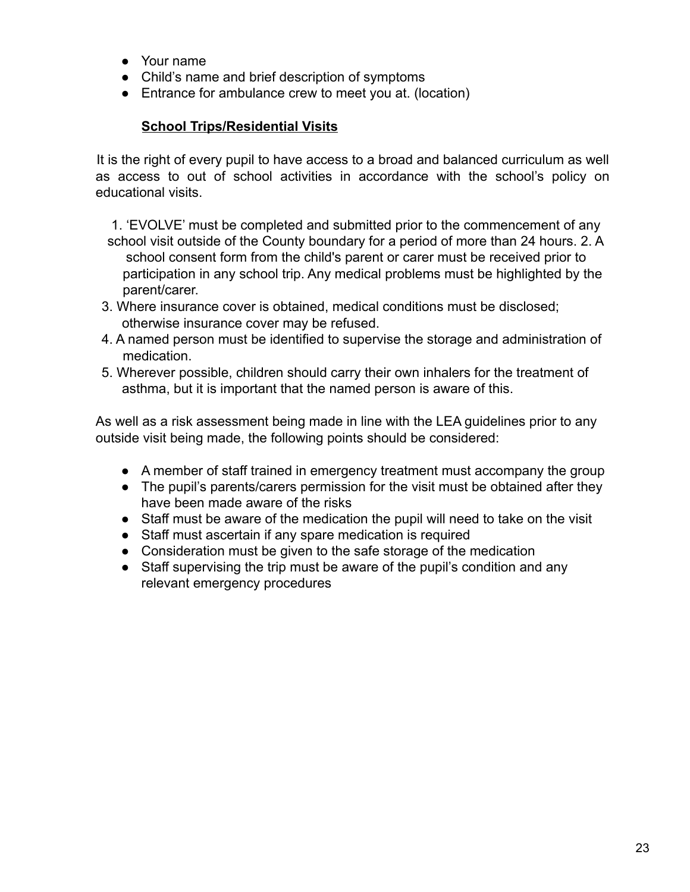- Your name
- Child's name and brief description of symptoms
- Entrance for ambulance crew to meet you at. (location)

**School Trips/Residential Visits**

It is the right of every pupil to have access to a broad and balanced curriculum as well as access to out of school activities in accordance with the school's policy on educational visits.

1. 'EVOLVE' must be completed and submitted prior to the commencement of any school visit outside of the County boundary for a period of more than 24 hours.
2. A school consent form from the child's parent or carer must be received prior to participation in any school trip. Any medical problems must be highlighted by the parent/carer.
3. Where insurance cover is obtained, medical conditions must be disclosed; otherwise insurance cover may be refused.
4. A named person must be identified to supervise the storage and administration of medication.
5. Wherever possible, children should carry their own inhalers for the treatment of asthma, but it is important that the named person is aware of this.

As well as a risk assessment being made in line with the LEA guidelines prior to any outside visit being made, the following points should be considered:

- A member of staff trained in emergency treatment must accompany the group
- The pupil's parents/carers permission for the visit must be obtained after they have been made aware of the risks
- Staff must be aware of the medication the pupil will need to take on the visit
- Staff must ascertain if any spare medication is required
- Consideration must be given to the safe storage of the medication
- Staff supervising the trip must be aware of the pupil's condition and any relevant emergency procedures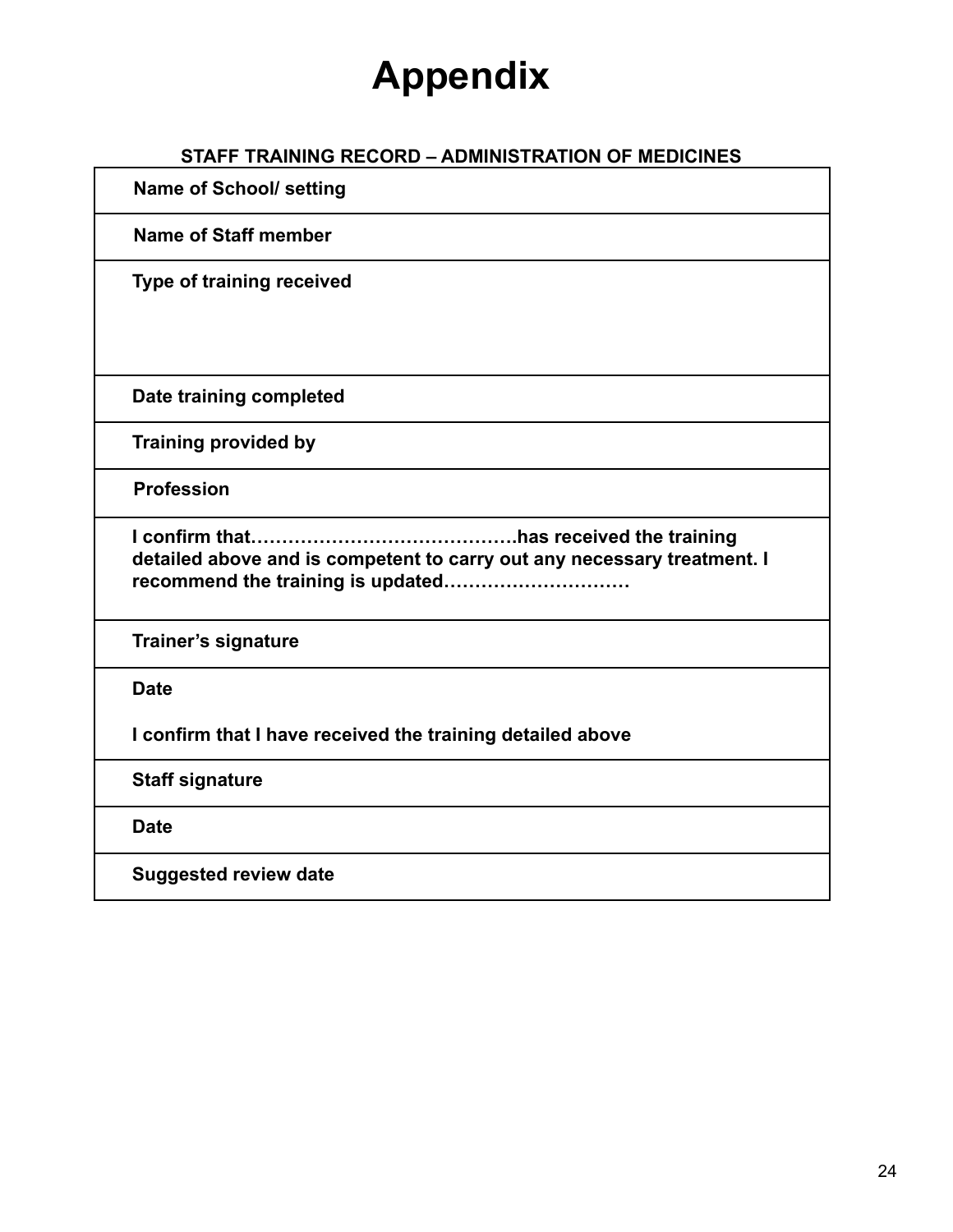# Appendix

**STAFF TRAINING RECORD – ADMINISTRATION OF MEDICINES**

| **Name of School/ setting** |
|---|
| **Name of Staff member** |
| **Type of training received** |
| **Date training completed** |
| **Training provided by** |
| **Profession** |
| **I confirm that……………………………………has received the training detailed above and is competent to carry out any necessary treatment. I recommend the training is updated…………………………** |
| **Trainer's signature** |
| **Date**<br><br>**I confirm that I have received the training detailed above** |
| **Staff signature** |
| **Date** |
| **Suggested review date** |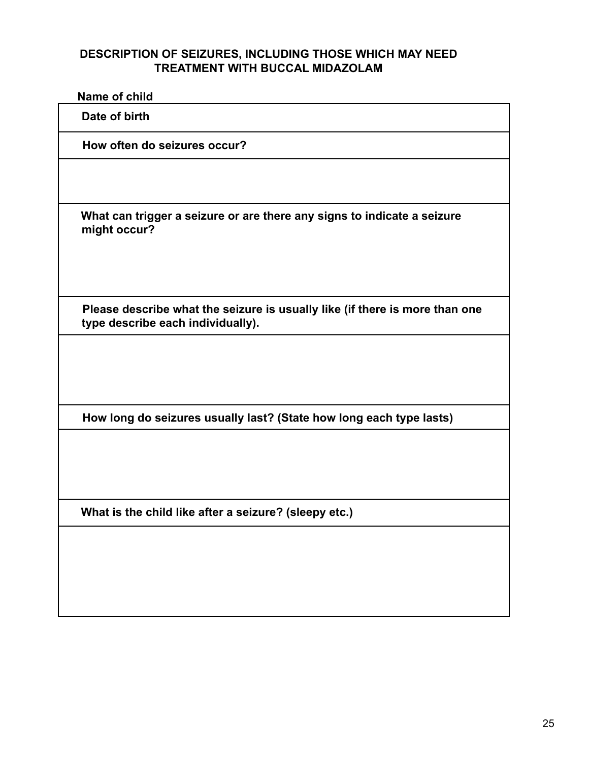## DESCRIPTION OF SEIZURES, INCLUDING THOSE WHICH MAY NEED TREATMENT WITH BUCCAL MIDAZOLAM

**Name of child**

| **Date of birth** |
|---|
| **How often do seizures occur?** |
| |
| **What can trigger a seizure or are there any signs to indicate a seizure might occur?** |
| **Please describe what the seizure is usually like (if there is more than one type describe each individually).** |
| |
| **How long do seizures usually last? (State how long each type lasts)** |
| |
| **What is the child like after a seizure? (sleepy etc.)** |
| |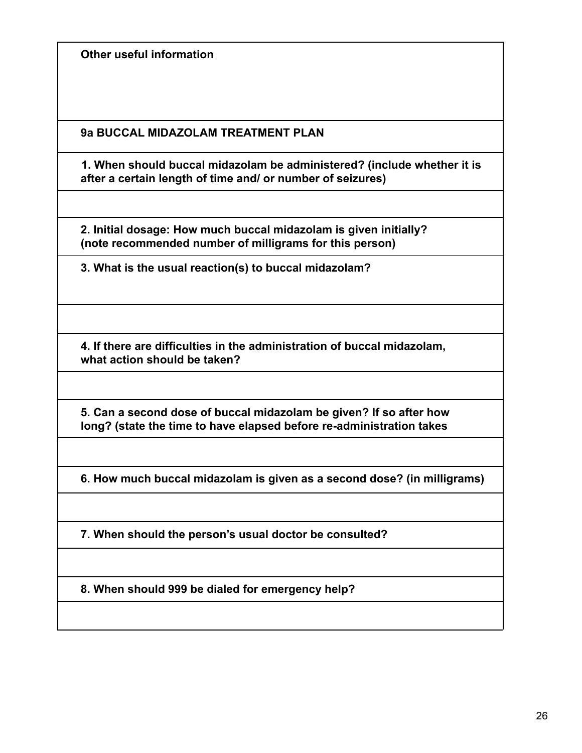**Other useful information**

**9a BUCCAL MIDAZOLAM TREATMENT PLAN**

**1. When should buccal midazolam be administered? (include whether it is after a certain length of time and/ or number of seizures)**

**2. Initial dosage: How much buccal midazolam is given initially? (note recommended number of milligrams for this person)**

**3. What is the usual reaction(s) to buccal midazolam?**

**4. If there are difficulties in the administration of buccal midazolam, what action should be taken?**

**5. Can a second dose of buccal midazolam be given? If so after how long? (state the time to have elapsed before re-administration takes**

**6. How much buccal midazolam is given as a second dose? (in milligrams)**

**7. When should the person's usual doctor be consulted?**

**8. When should 999 be dialed for emergency help?**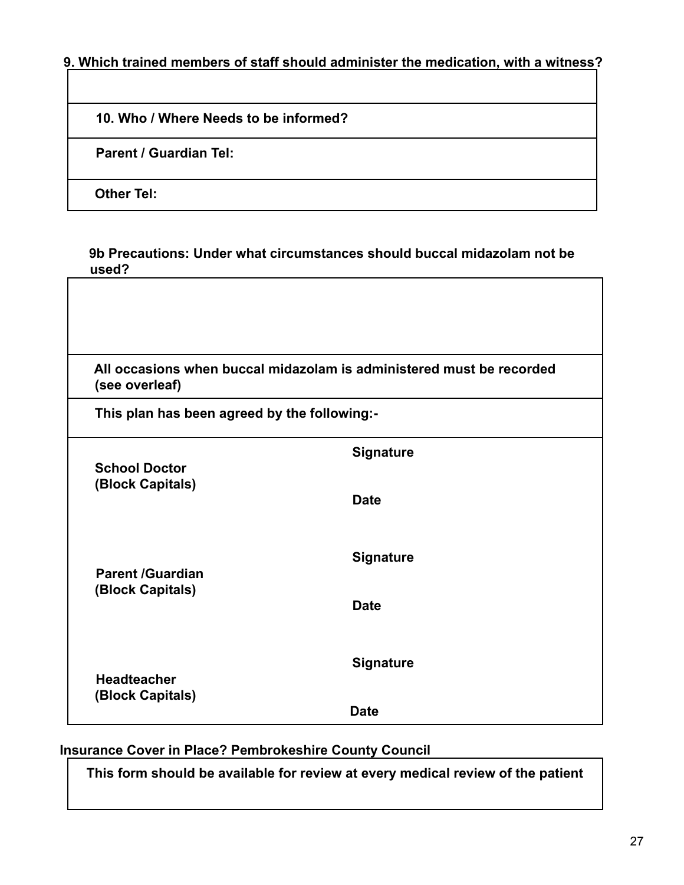**9. Which trained members of staff should administer the medication, with a witness?**

| |
|---|
| |
| **10. Who / Where Needs to be informed?** |
| **Parent / Guardian Tel:** |
| **Other Tel:** |

**9b Precautions: Under what circumstances should buccal midazolam not be used?**

| | |
|---|---|
| | |
| **All occasions when buccal midazolam is administered must be recorded (see overleaf)** | |
| **This plan has been agreed by the following:-** | |
| **School Doctor (Block Capitals)** | **Signature**<br><br>**Date** |
| **Parent /Guardian (Block Capitals)** | **Signature**<br><br>**Date** |
| **Headteacher (Block Capitals)** | **Signature**<br><br>**Date** |

**Insurance Cover in Place? Pembrokeshire County Council**

| |
|---|
| **This form should be available for review at every medical review of the patient** |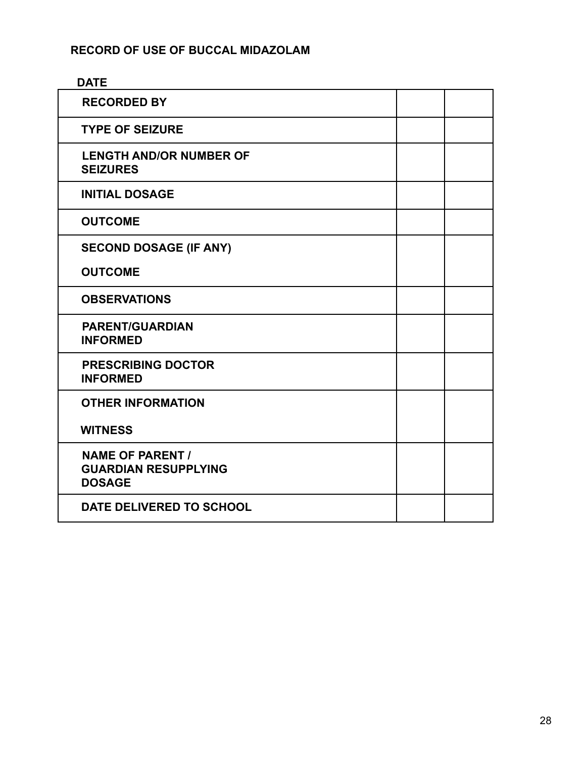## RECORD OF USE OF BUCCAL MIDAZOLAM

| DATE | | |
|---|---|---|
| RECORDED BY | | |
| TYPE OF SEIZURE | | |
| LENGTH AND/OR NUMBER OF SEIZURES | | |
| INITIAL DOSAGE | | |
| OUTCOME | | |
| SECOND DOSAGE (IF ANY)<br><br>OUTCOME | | |
| OBSERVATIONS | | |
| PARENT/GUARDIAN INFORMED | | |
| PRESCRIBING DOCTOR INFORMED | | |
| OTHER INFORMATION<br><br>WITNESS | | |
| NAME OF PARENT / GUARDIAN RESUPPLYING DOSAGE | | |
| DATE DELIVERED TO SCHOOL | | |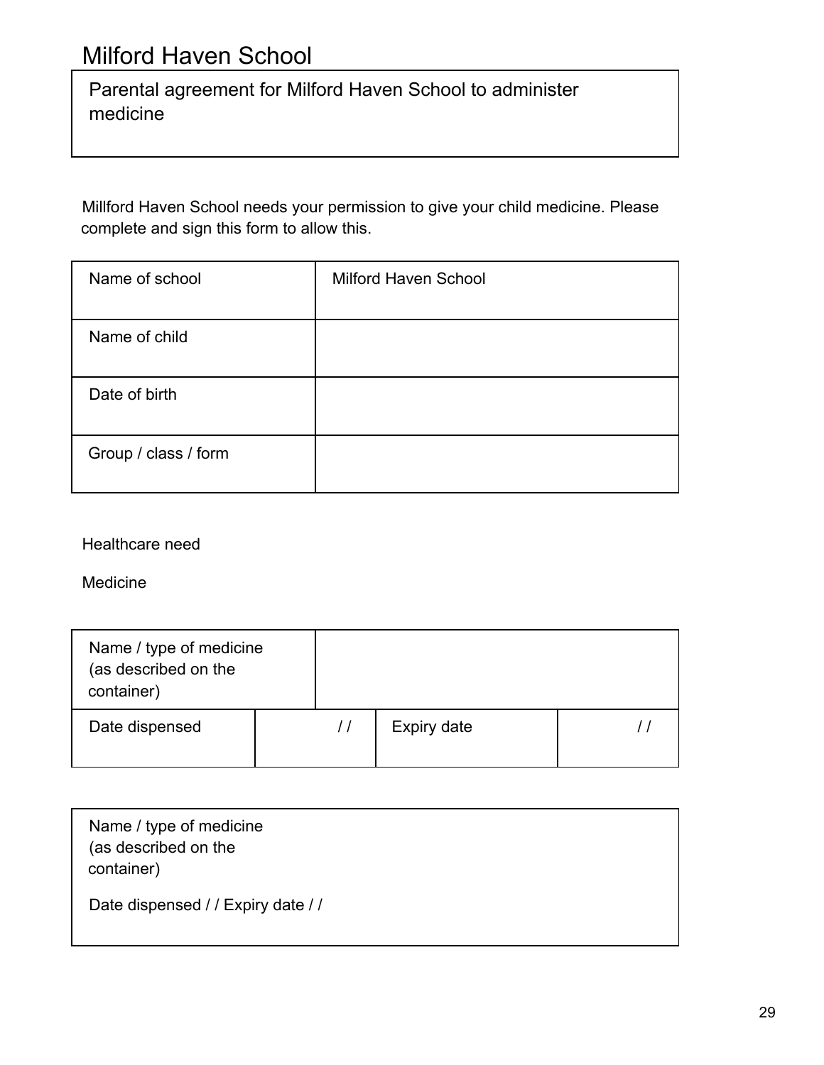# Milford Haven School

## Parental agreement for Milford Haven School to administer medicine

Millford Haven School needs your permission to give your child medicine. Please complete and sign this form to allow this.

| Name of school | Milford Haven School |
| --- | --- |
| Name of child | |
| Date of birth | |
| Group / class / form | |

Healthcare need

Medicine

| Name / type of medicine (as described on the container) | | | |
| --- | --- | --- | --- |
| Date dispensed | / / | Expiry date | / / |

| Name / type of medicine (as described on the container) |
| --- |
| Date dispensed / / Expiry date / / |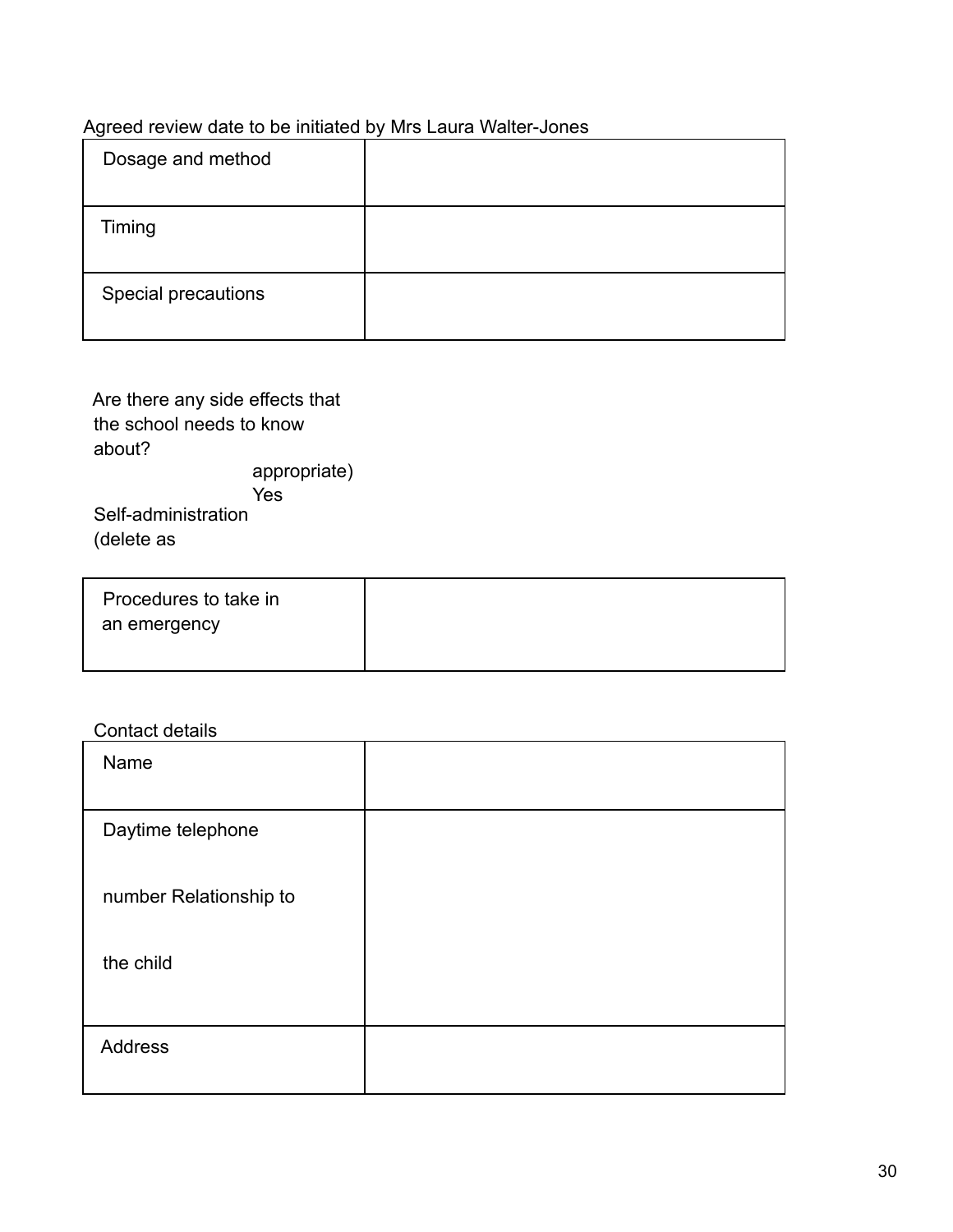Agreed review date to be initiated by Mrs Laura Walter-Jones

| Dosage and method | |
|---|---|
| Timing | |
| Special precautions | |

Are there any side effects that the school needs to know about?

Self-administration (delete as appropriate) Yes

| Procedures to take in an emergency | |
|---|---|

Contact details

| Name | |
|---|---|
| Daytime telephone number Relationship to the child | |
| Address | |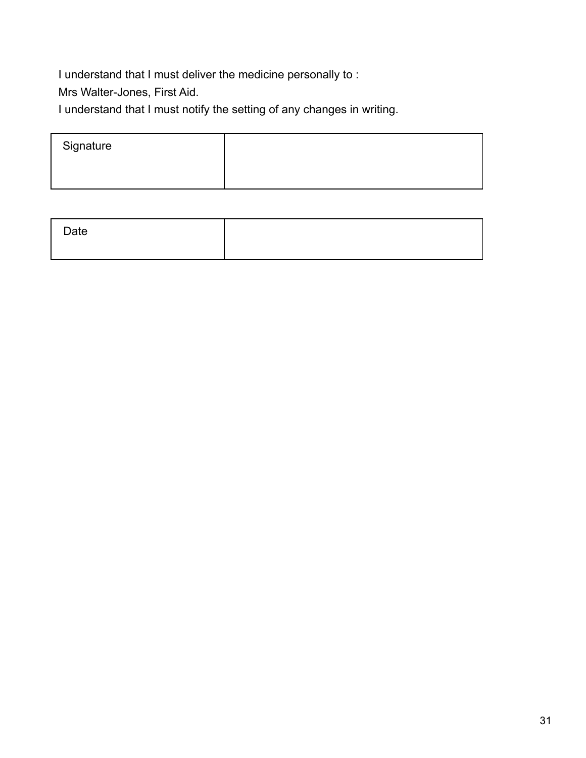I understand that I must deliver the medicine personally to :

Mrs Walter-Jones, First Aid.

I understand that I must notify the setting of any changes in writing.

| Signature | |
|---|---|

| Date | |
|---|---|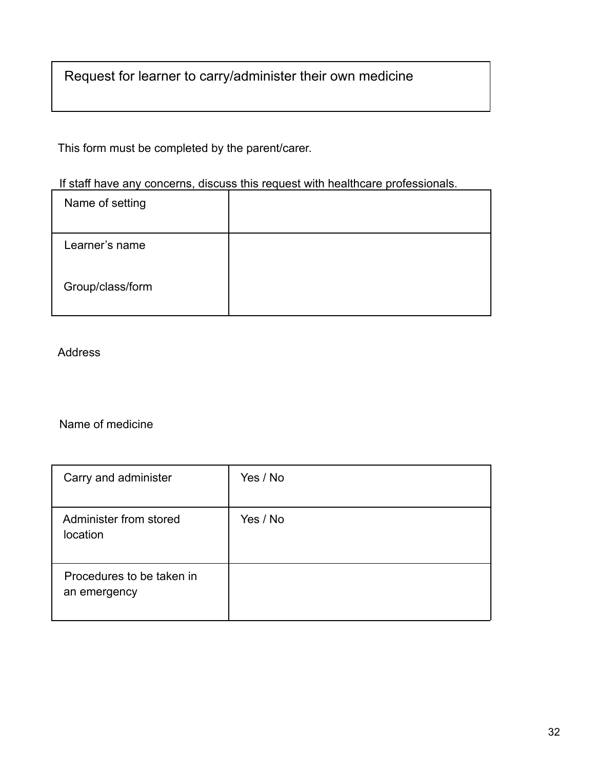# Request for learner to carry/administer their own medicine

This form must be completed by the parent/carer.

If staff have any concerns, discuss this request with healthcare professionals.

| | |
|---|---|
| Name of setting | |
| Learner's name<br><br>Group/class/form | |

Address

Name of medicine

| | |
|---|---|
| Carry and administer | Yes / No |
| Administer from stored location | Yes / No |
| Procedures to be taken in an emergency | |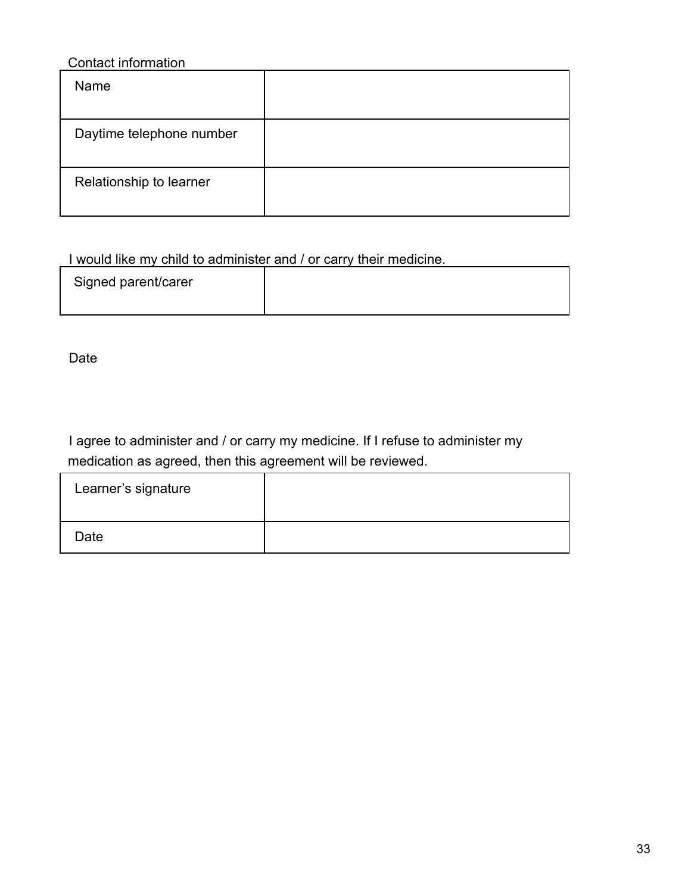Contact information

| Name | |
|---|---|
| Daytime telephone number | |
| Relationship to learner | |

I would like my child to administer and / or carry their medicine.

| Signed parent/carer | |
|---|---|

Date

I agree to administer and / or carry my medicine. If I refuse to administer my medication as agreed, then this agreement will be reviewed.

| Learner’s signature | |
|---|---|
| Date | |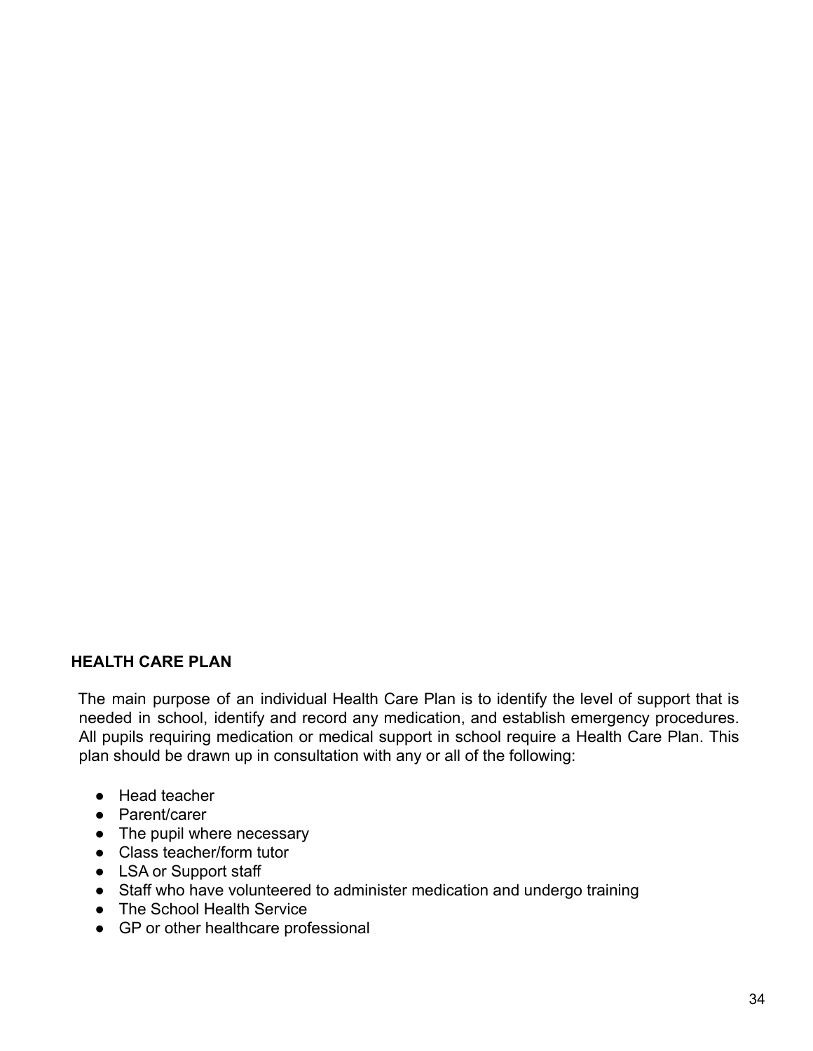## HEALTH CARE PLAN

The main purpose of an individual Health Care Plan is to identify the level of support that is needed in school, identify and record any medication, and establish emergency procedures. All pupils requiring medication or medical support in school require a Health Care Plan. This plan should be drawn up in consultation with any or all of the following:

- Head teacher
- Parent/carer
- The pupil where necessary
- Class teacher/form tutor
- LSA or Support staff
- Staff who have volunteered to administer medication and undergo training
- The School Health Service
- GP or other healthcare professional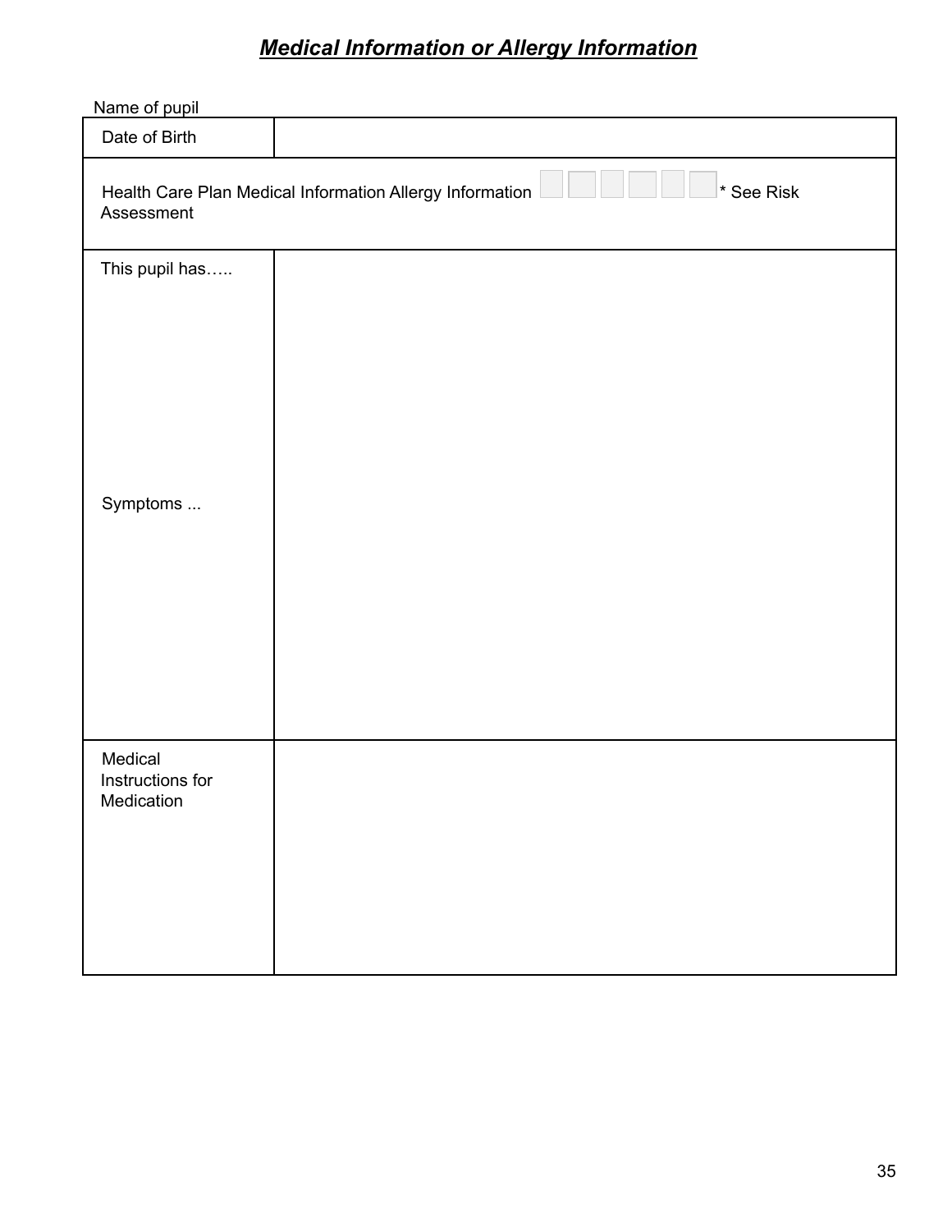# ***Medical Information or Allergy Information***

Name of pupil

| Date of Birth | |
|---|---|
| Health Care Plan Medical Information Allergy Information ☐ ☐ ☐ ☐ ☐ ☐ * See Risk Assessment | |
| This pupil has…..<br><br>Symptoms ... | |
| Medical Instructions for Medication | |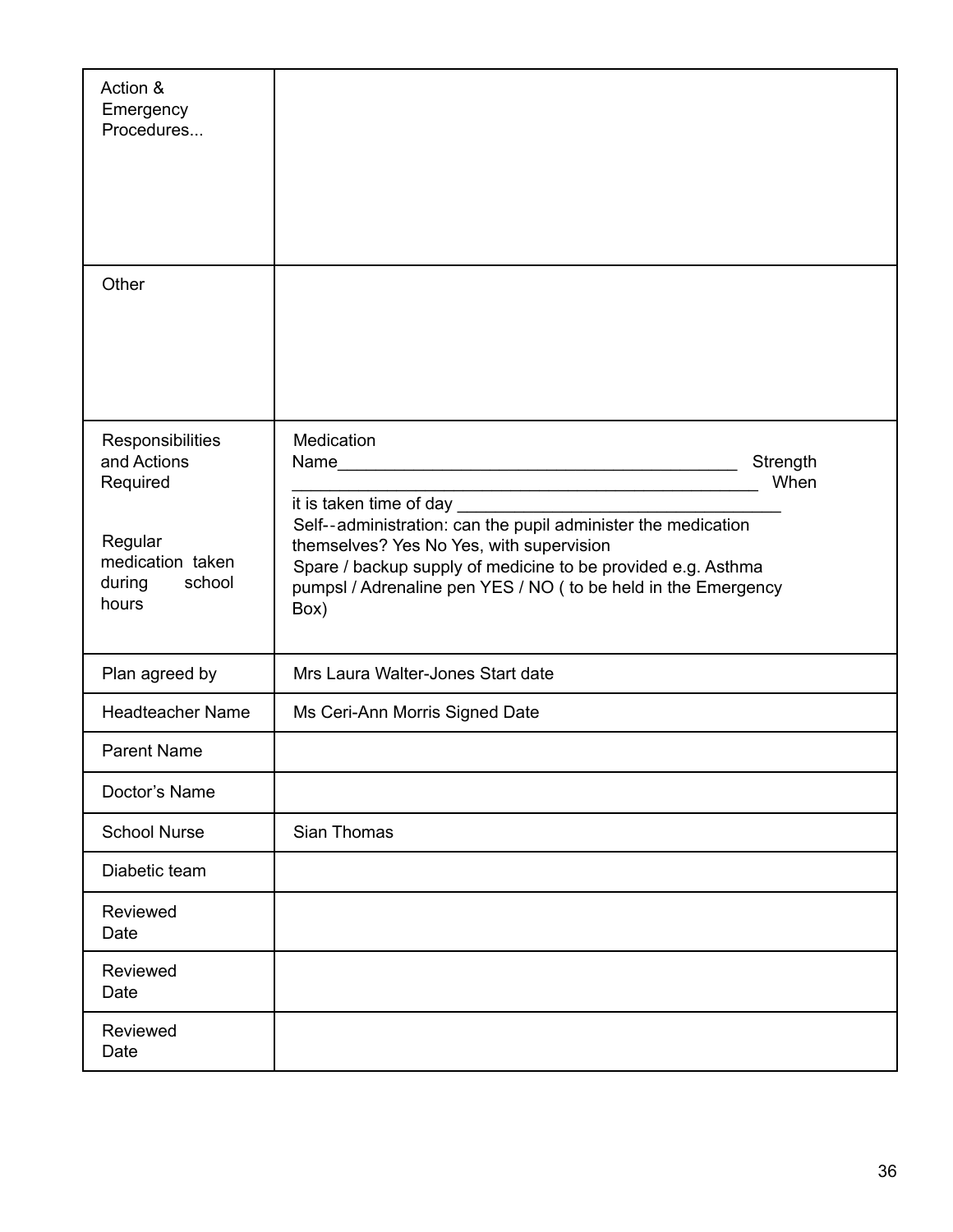| | |
|---|---|
| Action & Emergency Procedures... | |
| Other | |
| Responsibilities and Actions Required<br><br>Regular medication taken during school hours | Medication Name_____________________________________________ Strength ____________________________________________________ When it is taken time of day ____________________________________<br>Self--administration: can the pupil administer the medication themselves? Yes No Yes, with supervision<br>Spare / backup supply of medicine to be provided e.g. Asthma pumpsl / Adrenaline pen YES / NO ( to be held in the Emergency Box) |
| Plan agreed by | Mrs Laura Walter-Jones Start date |
| Headteacher Name | Ms Ceri-Ann Morris Signed Date |
| Parent Name | |
| Doctor's Name | |
| School Nurse | Sian Thomas |
| Diabetic team | |
| Reviewed Date | |
| Reviewed Date | |
| Reviewed Date | |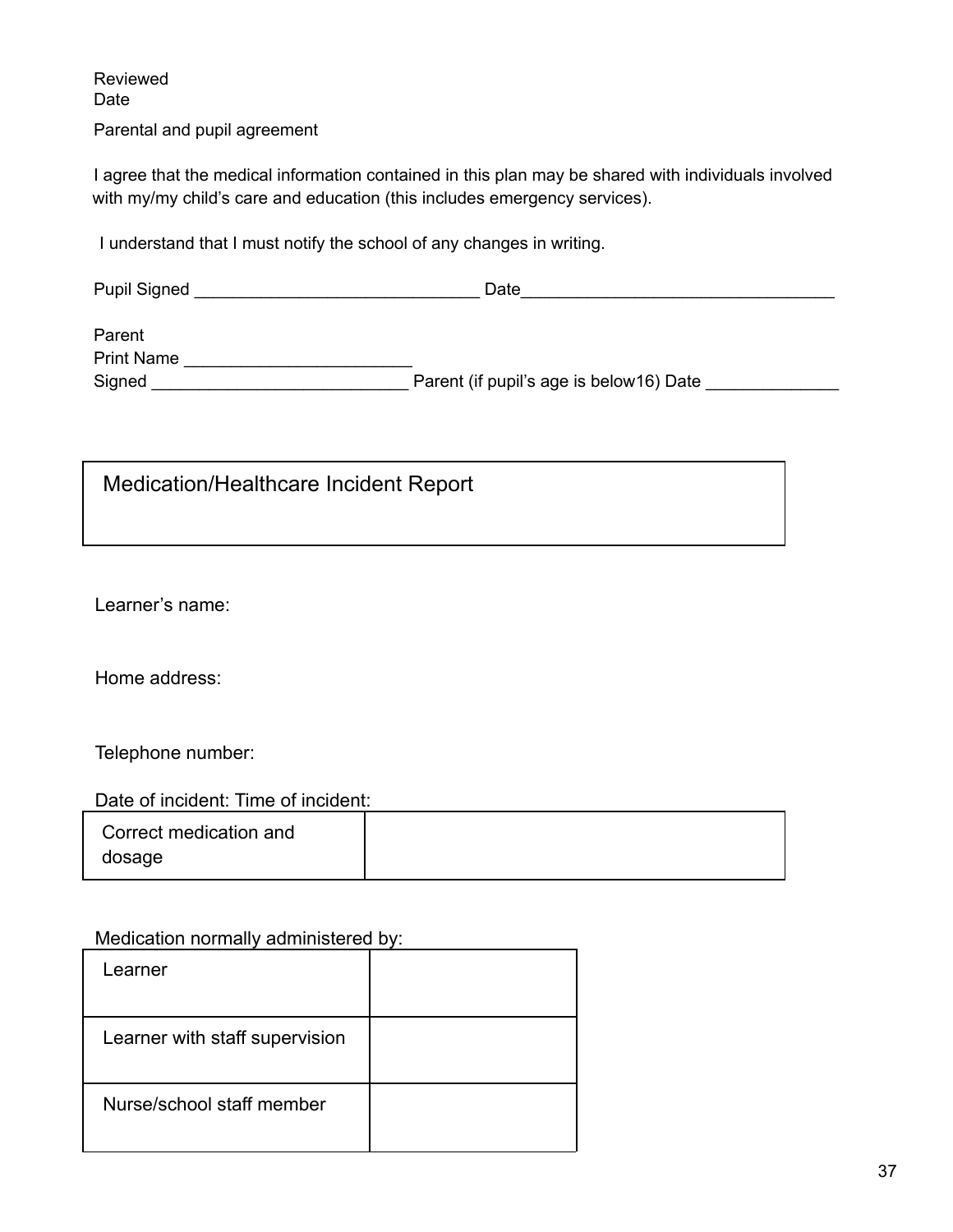Reviewed
Date

Parental and pupil agreement

I agree that the medical information contained in this plan may be shared with individuals involved with my/my child's care and education (this includes emergency services).

I understand that I must notify the school of any changes in writing.

Pupil Signed ______________________________ Date_________________________________

Parent
Print Name ________________________
Signed ___________________________ Parent (if pupil's age is below16) Date ______________

| Medication/Healthcare Incident Report |
|---|

Learner's name:

Home address:

Telephone number:

Date of incident: Time of incident:

| Correct medication and dosage | |
|---|---|

Medication normally administered by:

| Learner | |
|---|---|
| Learner with staff supervision | |
| Nurse/school staff member | |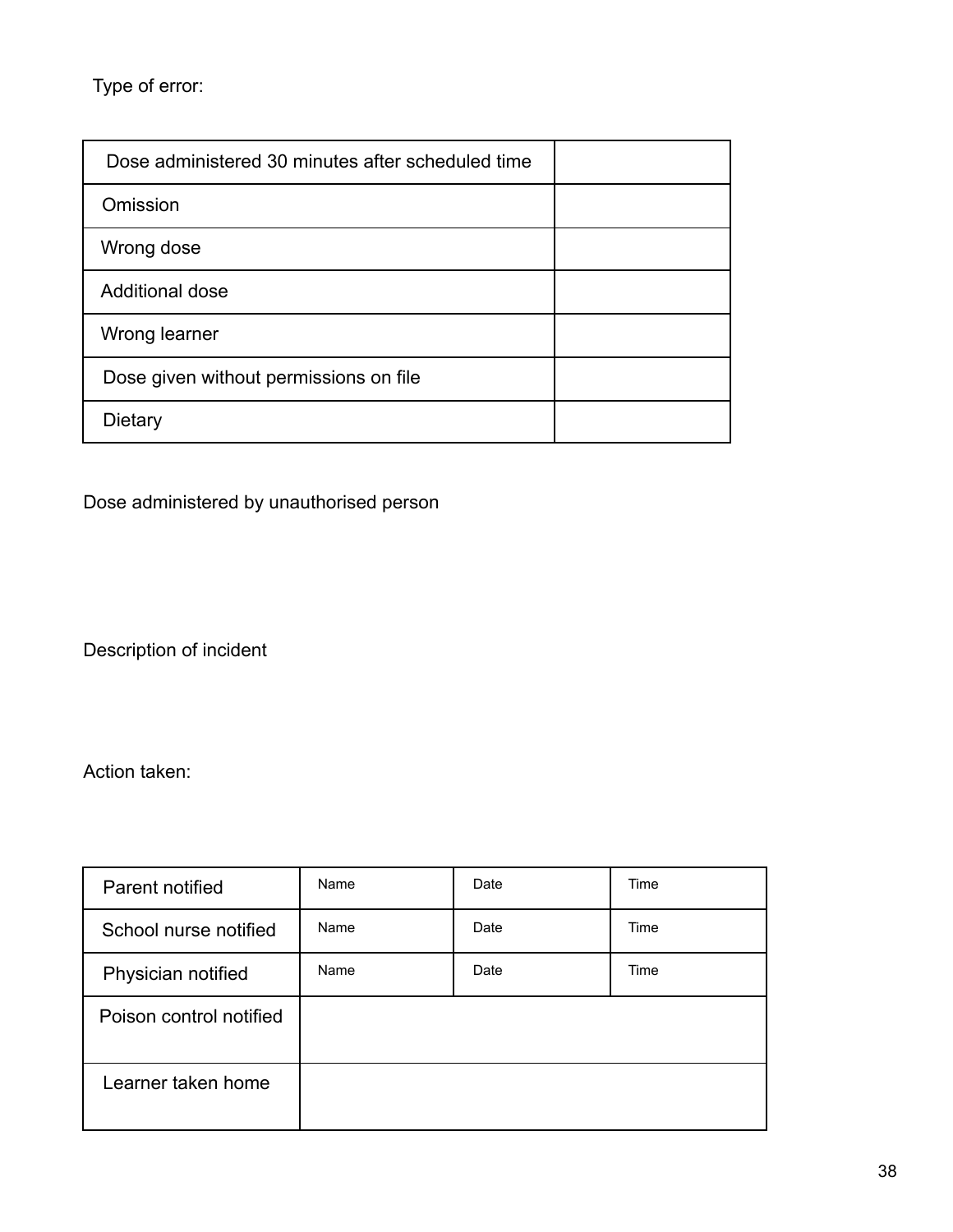Type of error:

| Dose administered 30 minutes after scheduled time | |
|---|---|
| Omission | |
| Wrong dose | |
| Additional dose | |
| Wrong learner | |
| Dose given without permissions on file | |
| Dietary | |

Dose administered by unauthorised person

Description of incident

Action taken:

| Parent notified | Name | Date | Time |
|---|---|---|---|
| School nurse notified | Name | Date | Time |
| Physician notified | Name | Date | Time |
| Poison control notified | | | |
| Learner taken home | | | |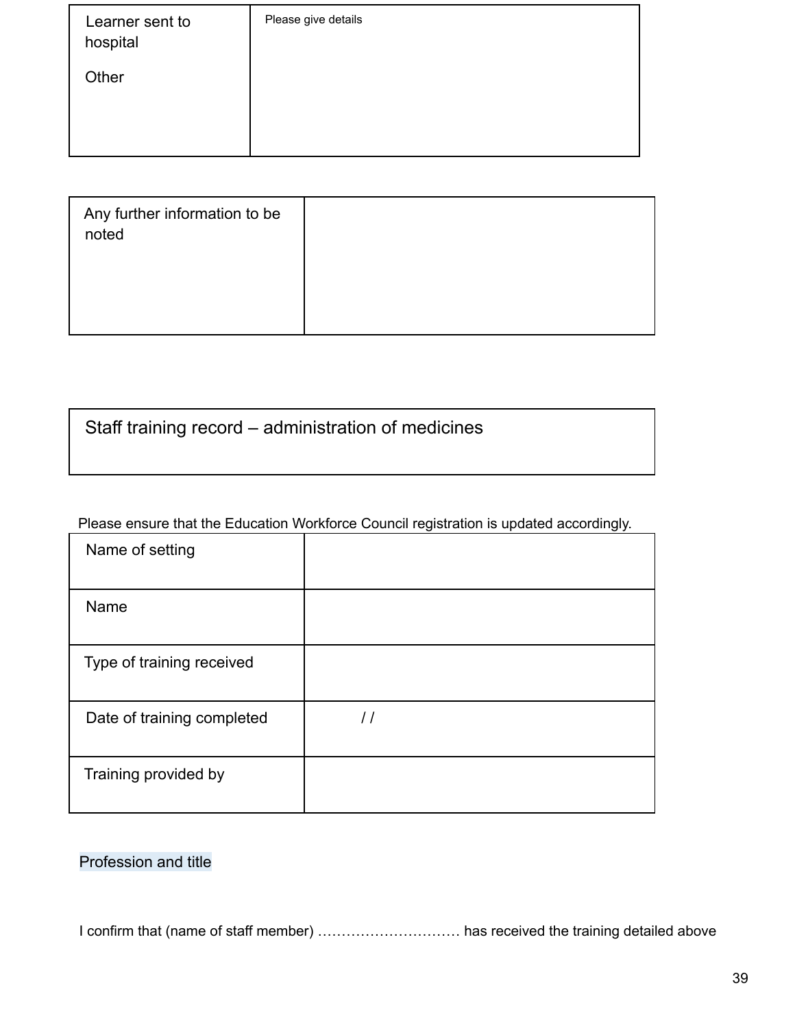| Learner sent to hospital<br><br>Other | Please give details |
|---|---|

| Any further information to be noted | |
|---|---|

| Staff training record – administration of medicines |
|---|

Please ensure that the Education Workforce Council registration is updated accordingly.

| Name of setting | |
|---|---|
| Name | |
| Type of training received | |
| Date of training completed | / / |
| Training provided by | |

Profession and title

I confirm that (name of staff member) ………………………… has received the training detailed above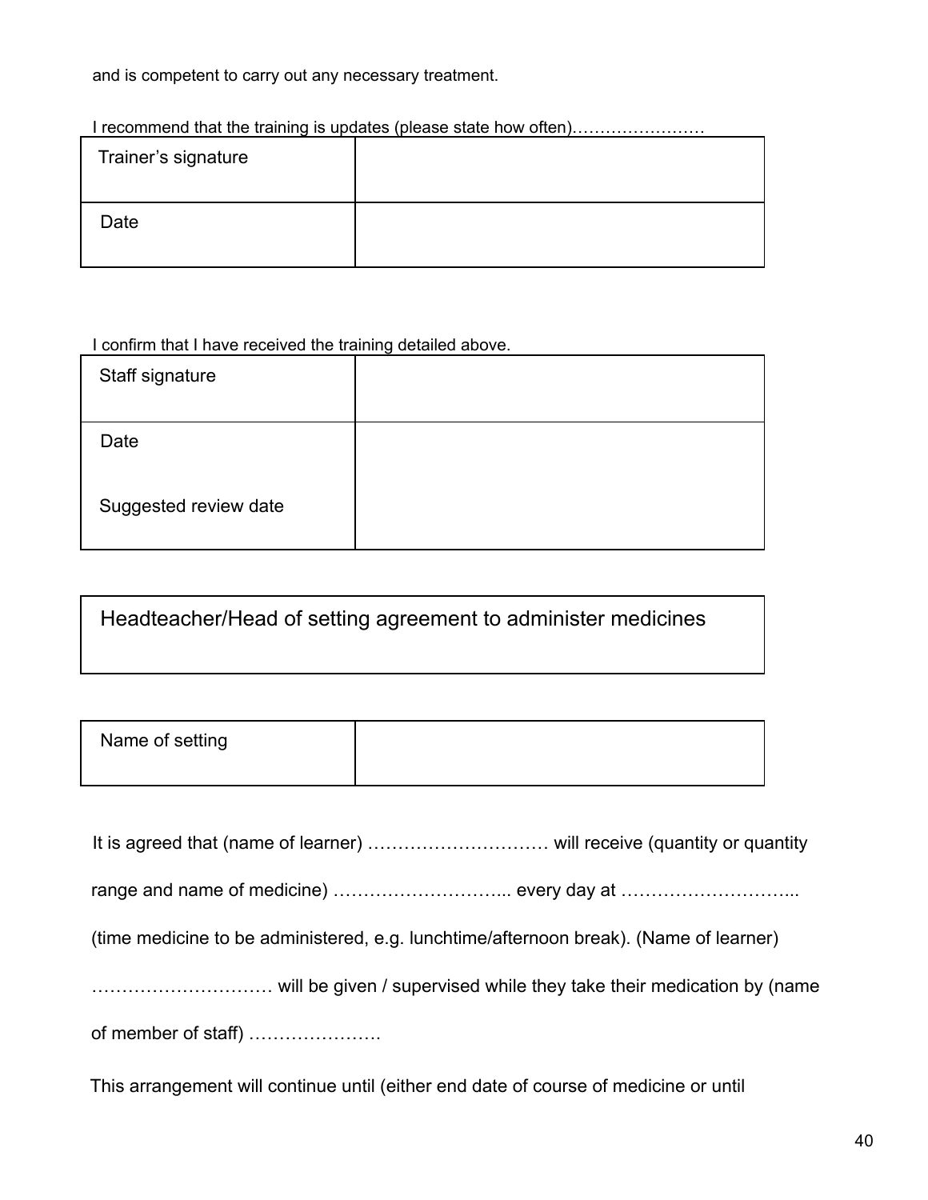and is competent to carry out any necessary treatment.

I recommend that the training is updates (please state how often)……………………

| Trainer's signature | |
|---|---|
| Date | |

I confirm that I have received the training detailed above.

| Staff signature | |
|---|---|
| Date<br><br>Suggested review date | |

## Headteacher/Head of setting agreement to administer medicines

| Name of setting | |
|---|---|

It is agreed that (name of learner) ………………………… will receive (quantity or quantity range and name of medicine) ……………………….. every day at ……………………….. (time medicine to be administered, e.g. lunchtime/afternoon break). (Name of learner) ………………………… will be given / supervised while they take their medication by (name of member of staff) ………………….

This arrangement will continue until (either end date of course of medicine or until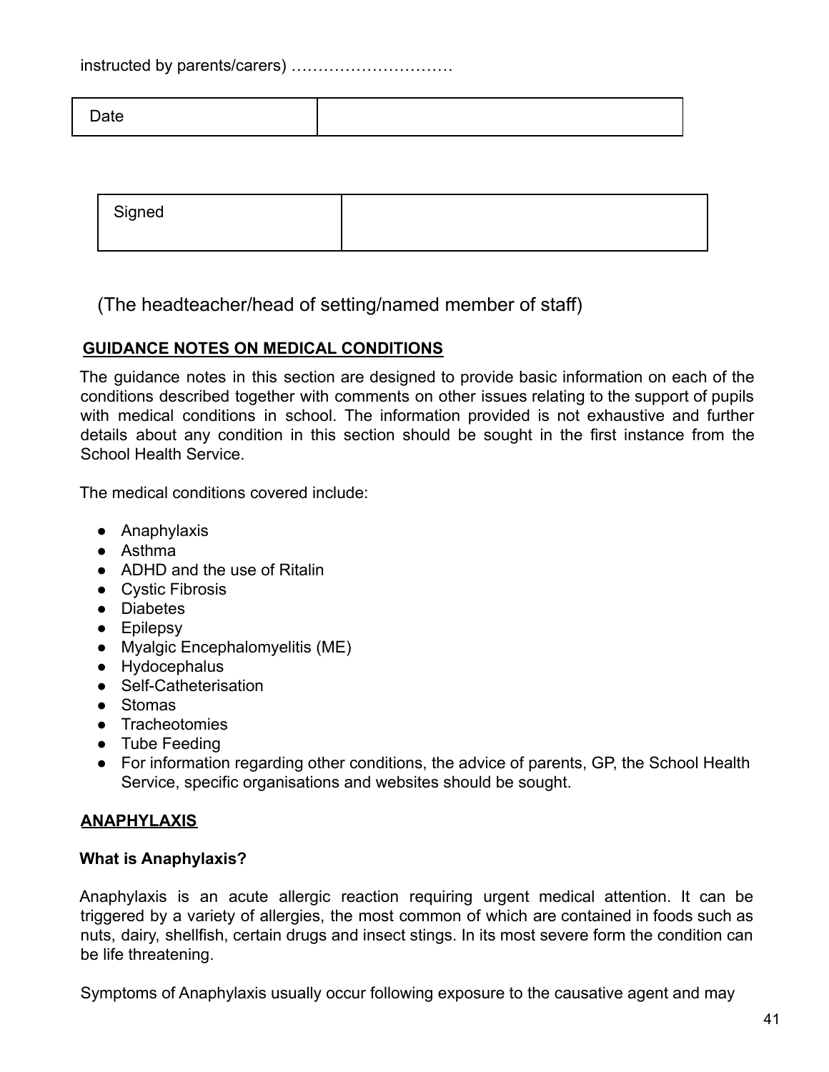instructed by parents/carers) …………………………

| Date | |
|---|---|

| Signed | |
|---|---|

(The headteacher/head of setting/named member of staff)

## GUIDANCE NOTES ON MEDICAL CONDITIONS

The guidance notes in this section are designed to provide basic information on each of the conditions described together with comments on other issues relating to the support of pupils with medical conditions in school. The information provided is not exhaustive and further details about any condition in this section should be sought in the first instance from the School Health Service.

The medical conditions covered include:

- Anaphylaxis
- Asthma
- ADHD and the use of Ritalin
- Cystic Fibrosis
- Diabetes
- Epilepsy
- Myalgic Encephalomyelitis (ME)
- Hydocephalus
- Self-Catheterisation
- Stomas
- Tracheotomies
- Tube Feeding
- For information regarding other conditions, the advice of parents, GP, the School Health Service, specific organisations and websites should be sought.

## ANAPHYLAXIS

### What is Anaphylaxis?

Anaphylaxis is an acute allergic reaction requiring urgent medical attention. It can be triggered by a variety of allergies, the most common of which are contained in foods such as nuts, dairy, shellfish, certain drugs and insect stings. In its most severe form the condition can be life threatening.

Symptoms of Anaphylaxis usually occur following exposure to the causative agent and may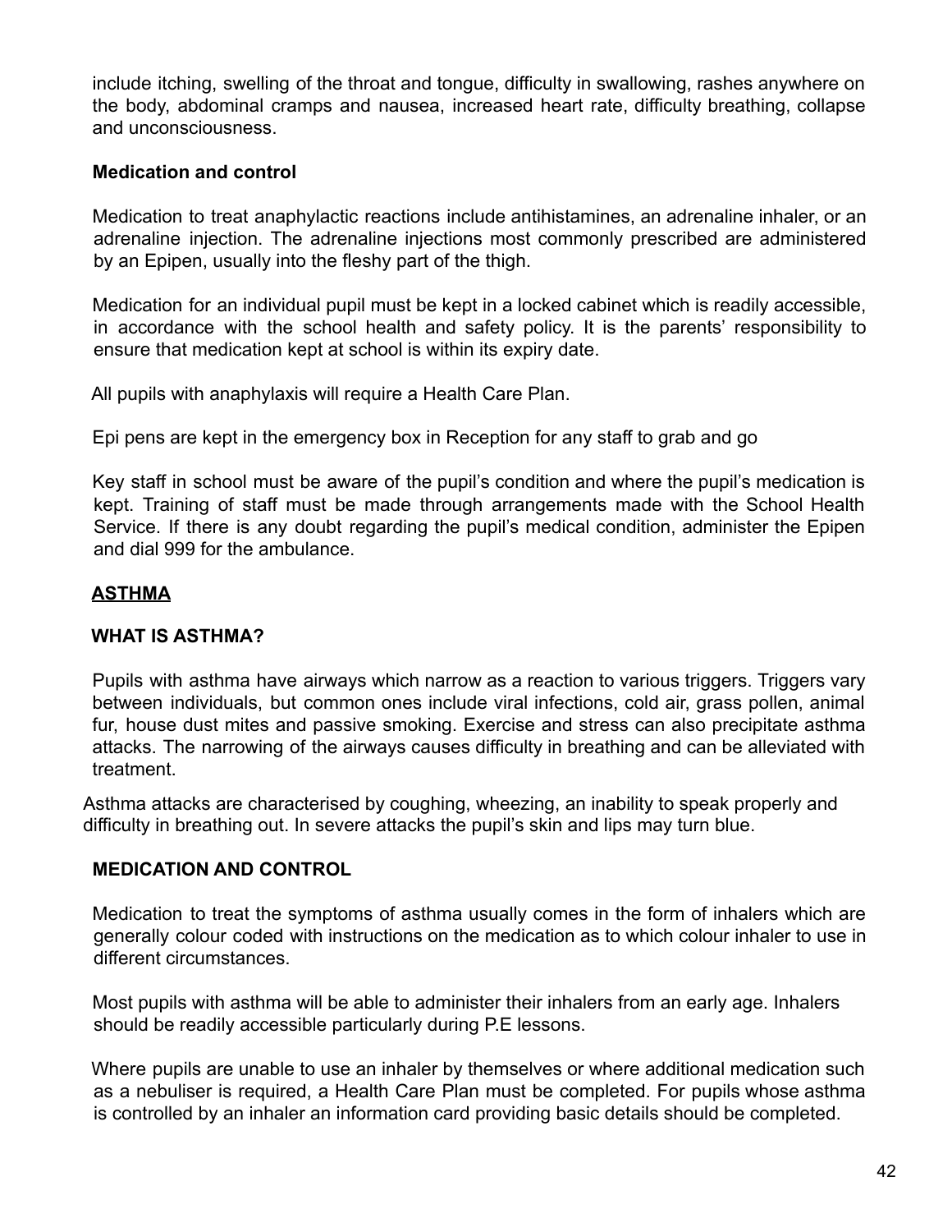include itching, swelling of the throat and tongue, difficulty in swallowing, rashes anywhere on the body, abdominal cramps and nausea, increased heart rate, difficulty breathing, collapse and unconsciousness.

**Medication and control**

Medication to treat anaphylactic reactions include antihistamines, an adrenaline inhaler, or an adrenaline injection. The adrenaline injections most commonly prescribed are administered by an Epipen, usually into the fleshy part of the thigh.

Medication for an individual pupil must be kept in a locked cabinet which is readily accessible, in accordance with the school health and safety policy. It is the parents' responsibility to ensure that medication kept at school is within its expiry date.

All pupils with anaphylaxis will require a Health Care Plan.

Epi pens are kept in the emergency box in Reception for any staff to grab and go

Key staff in school must be aware of the pupil's condition and where the pupil's medication is kept. Training of staff must be made through arrangements made with the School Health Service. If there is any doubt regarding the pupil's medical condition, administer the Epipen and dial 999 for the ambulance.

## ASTHMA

### WHAT IS ASTHMA?

Pupils with asthma have airways which narrow as a reaction to various triggers. Triggers vary between individuals, but common ones include viral infections, cold air, grass pollen, animal fur, house dust mites and passive smoking. Exercise and stress can also precipitate asthma attacks. The narrowing of the airways causes difficulty in breathing and can be alleviated with treatment.

Asthma attacks are characterised by coughing, wheezing, an inability to speak properly and difficulty in breathing out. In severe attacks the pupil's skin and lips may turn blue.

### MEDICATION AND CONTROL

Medication to treat the symptoms of asthma usually comes in the form of inhalers which are generally colour coded with instructions on the medication as to which colour inhaler to use in different circumstances.

Most pupils with asthma will be able to administer their inhalers from an early age. Inhalers should be readily accessible particularly during P.E lessons.

Where pupils are unable to use an inhaler by themselves or where additional medication such as a nebuliser is required, a Health Care Plan must be completed. For pupils whose asthma is controlled by an inhaler an information card providing basic details should be completed.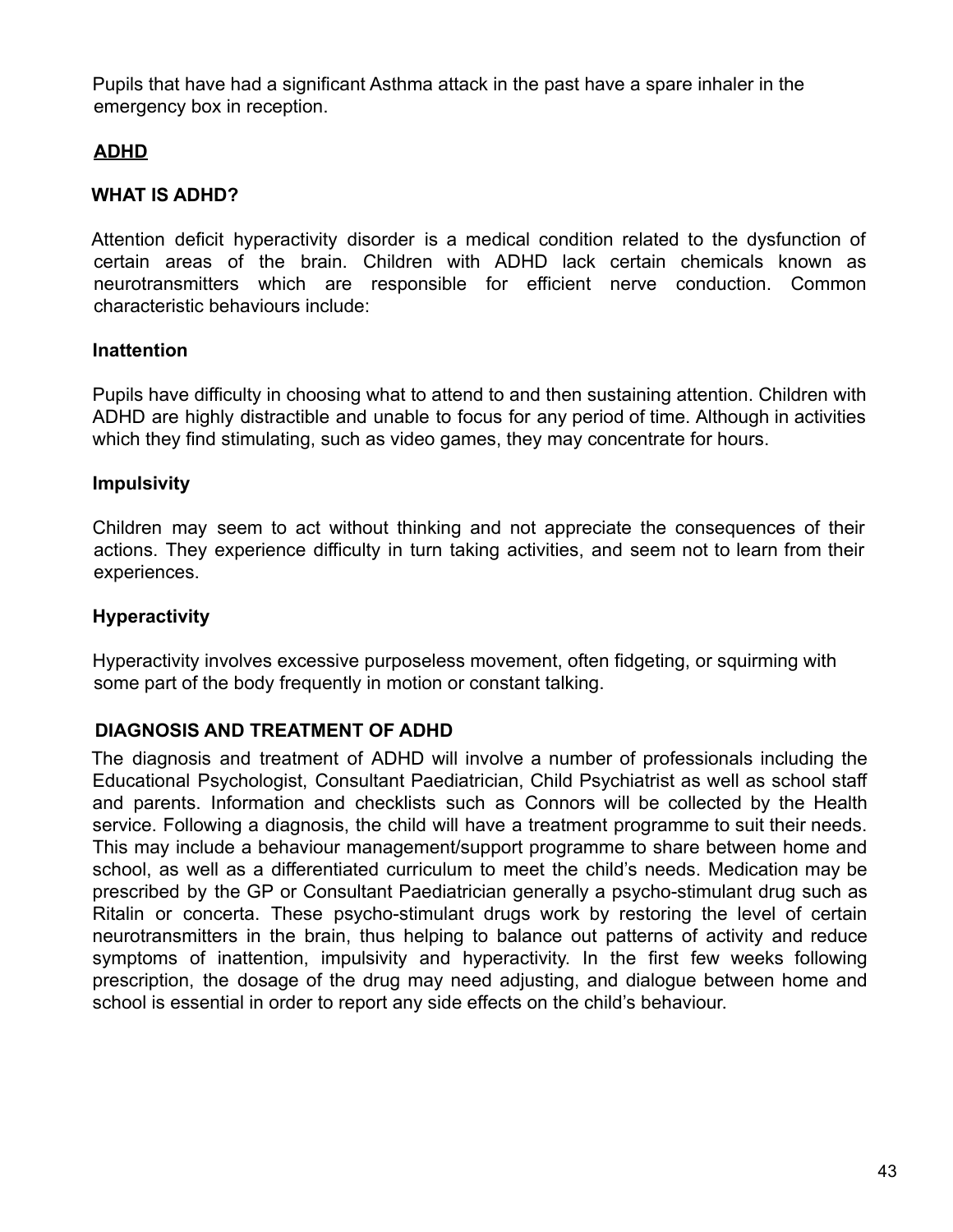Pupils that have had a significant Asthma attack in the past have a spare inhaler in the emergency box in reception.

## ADHD

### WHAT IS ADHD?

Attention deficit hyperactivity disorder is a medical condition related to the dysfunction of certain areas of the brain. Children with ADHD lack certain chemicals known as neurotransmitters which are responsible for efficient nerve conduction. Common characteristic behaviours include:

#### Inattention

Pupils have difficulty in choosing what to attend to and then sustaining attention. Children with ADHD are highly distractible and unable to focus for any period of time. Although in activities which they find stimulating, such as video games, they may concentrate for hours.

#### Impulsivity

Children may seem to act without thinking and not appreciate the consequences of their actions. They experience difficulty in turn taking activities, and seem not to learn from their experiences.

#### Hyperactivity

Hyperactivity involves excessive purposeless movement, often fidgeting, or squirming with some part of the body frequently in motion or constant talking.

### DIAGNOSIS AND TREATMENT OF ADHD

The diagnosis and treatment of ADHD will involve a number of professionals including the Educational Psychologist, Consultant Paediatrician, Child Psychiatrist as well as school staff and parents. Information and checklists such as Connors will be collected by the Health service. Following a diagnosis, the child will have a treatment programme to suit their needs. This may include a behaviour management/support programme to share between home and school, as well as a differentiated curriculum to meet the child's needs. Medication may be prescribed by the GP or Consultant Paediatrician generally a psycho-stimulant drug such as Ritalin or concerta. These psycho-stimulant drugs work by restoring the level of certain neurotransmitters in the brain, thus helping to balance out patterns of activity and reduce symptoms of inattention, impulsivity and hyperactivity. In the first few weeks following prescription, the dosage of the drug may need adjusting, and dialogue between home and school is essential in order to report any side effects on the child's behaviour.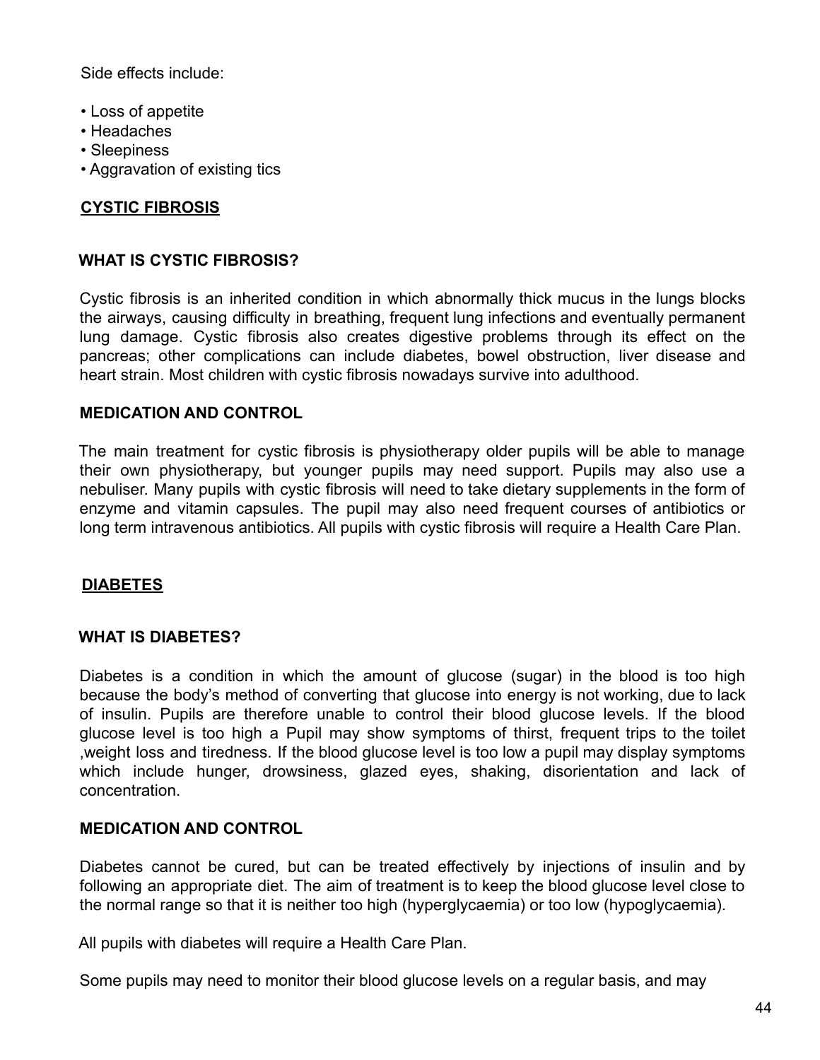Side effects include:

- Loss of appetite
- Headaches
- Sleepiness
- Aggravation of existing tics

## CYSTIC FIBROSIS

### WHAT IS CYSTIC FIBROSIS?

Cystic fibrosis is an inherited condition in which abnormally thick mucus in the lungs blocks the airways, causing difficulty in breathing, frequent lung infections and eventually permanent lung damage. Cystic fibrosis also creates digestive problems through its effect on the pancreas; other complications can include diabetes, bowel obstruction, liver disease and heart strain. Most children with cystic fibrosis nowadays survive into adulthood.

### MEDICATION AND CONTROL

The main treatment for cystic fibrosis is physiotherapy older pupils will be able to manage their own physiotherapy, but younger pupils may need support. Pupils may also use a nebuliser. Many pupils with cystic fibrosis will need to take dietary supplements in the form of enzyme and vitamin capsules. The pupil may also need frequent courses of antibiotics or long term intravenous antibiotics. All pupils with cystic fibrosis will require a Health Care Plan.

## DIABETES

### WHAT IS DIABETES?

Diabetes is a condition in which the amount of glucose (sugar) in the blood is too high because the body's method of converting that glucose into energy is not working, due to lack of insulin. Pupils are therefore unable to control their blood glucose levels. If the blood glucose level is too high a Pupil may show symptoms of thirst, frequent trips to the toilet ,weight loss and tiredness. If the blood glucose level is too low a pupil may display symptoms which include hunger, drowsiness, glazed eyes, shaking, disorientation and lack of concentration.

### MEDICATION AND CONTROL

Diabetes cannot be cured, but can be treated effectively by injections of insulin and by following an appropriate diet. The aim of treatment is to keep the blood glucose level close to the normal range so that it is neither too high (hyperglycaemia) or too low (hypoglycaemia).

All pupils with diabetes will require a Health Care Plan.

Some pupils may need to monitor their blood glucose levels on a regular basis, and may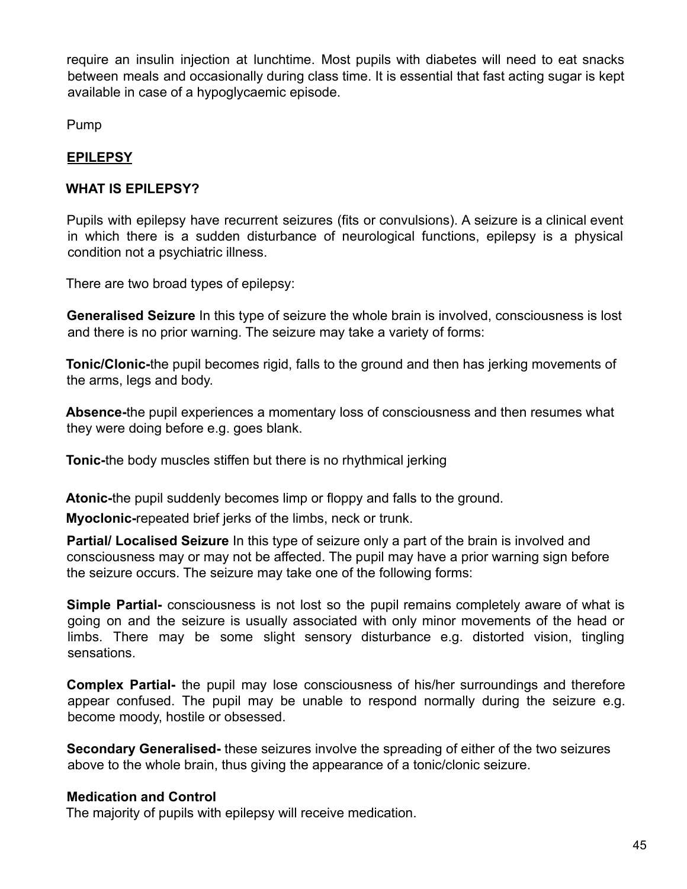require an insulin injection at lunchtime. Most pupils with diabetes will need to eat snacks between meals and occasionally during class time. It is essential that fast acting sugar is kept available in case of a hypoglycaemic episode.

Pump

## EPILEPSY

### WHAT IS EPILEPSY?

Pupils with epilepsy have recurrent seizures (fits or convulsions). A seizure is a clinical event in which there is a sudden disturbance of neurological functions, epilepsy is a physical condition not a psychiatric illness.

There are two broad types of epilepsy:

**Generalised Seizure** In this type of seizure the whole brain is involved, consciousness is lost and there is no prior warning. The seizure may take a variety of forms:

**Tonic/Clonic-**the pupil becomes rigid, falls to the ground and then has jerking movements of the arms, legs and body.

**Absence-**the pupil experiences a momentary loss of consciousness and then resumes what they were doing before e.g. goes blank.

**Tonic-**the body muscles stiffen but there is no rhythmical jerking

**Atonic-**the pupil suddenly becomes limp or floppy and falls to the ground.

**Myoclonic-**repeated brief jerks of the limbs, neck or trunk.

**Partial/ Localised Seizure** In this type of seizure only a part of the brain is involved and consciousness may or may not be affected. The pupil may have a prior warning sign before the seizure occurs. The seizure may take one of the following forms:

**Simple Partial-** consciousness is not lost so the pupil remains completely aware of what is going on and the seizure is usually associated with only minor movements of the head or limbs. There may be some slight sensory disturbance e.g. distorted vision, tingling sensations.

**Complex Partial-** the pupil may lose consciousness of his/her surroundings and therefore appear confused. The pupil may be unable to respond normally during the seizure e.g. become moody, hostile or obsessed.

**Secondary Generalised-** these seizures involve the spreading of either of the two seizures above to the whole brain, thus giving the appearance of a tonic/clonic seizure.

**Medication and Control**

The majority of pupils with epilepsy will receive medication.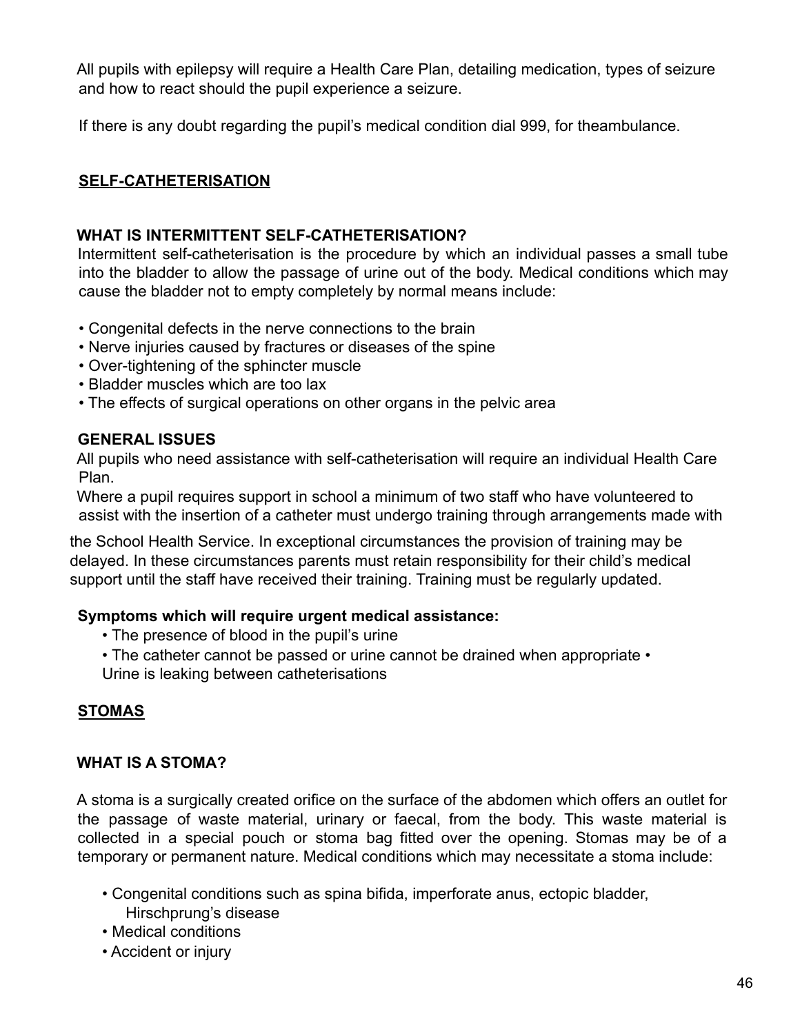All pupils with epilepsy will require a Health Care Plan, detailing medication, types of seizure and how to react should the pupil experience a seizure.

If there is any doubt regarding the pupil's medical condition dial 999, for theambulance.

## SELF-CATHETERISATION

### WHAT IS INTERMITTENT SELF-CATHETERISATION?

Intermittent self-catheterisation is the procedure by which an individual passes a small tube into the bladder to allow the passage of urine out of the body. Medical conditions which may cause the bladder not to empty completely by normal means include:

- Congenital defects in the nerve connections to the brain
- Nerve injuries caused by fractures or diseases of the spine
- Over-tightening of the sphincter muscle
- Bladder muscles which are too lax
- The effects of surgical operations on other organs in the pelvic area

### GENERAL ISSUES

All pupils who need assistance with self-catheterisation will require an individual Health Care Plan.

Where a pupil requires support in school a minimum of two staff who have volunteered to assist with the insertion of a catheter must undergo training through arrangements made with the School Health Service. In exceptional circumstances the provision of training may be delayed. In these circumstances parents must retain responsibility for their child's medical support until the staff have received their training. Training must be regularly updated.

**Symptoms which will require urgent medical assistance:**

- The presence of blood in the pupil's urine
- The catheter cannot be passed or urine cannot be drained when appropriate
- Urine is leaking between catheterisations

## STOMAS

### WHAT IS A STOMA?

A stoma is a surgically created orifice on the surface of the abdomen which offers an outlet for the passage of waste material, urinary or faecal, from the body. This waste material is collected in a special pouch or stoma bag fitted over the opening. Stomas may be of a temporary or permanent nature. Medical conditions which may necessitate a stoma include:

- Congenital conditions such as spina bifida, imperforate anus, ectopic bladder, Hirschprung's disease
- Medical conditions
- Accident or injury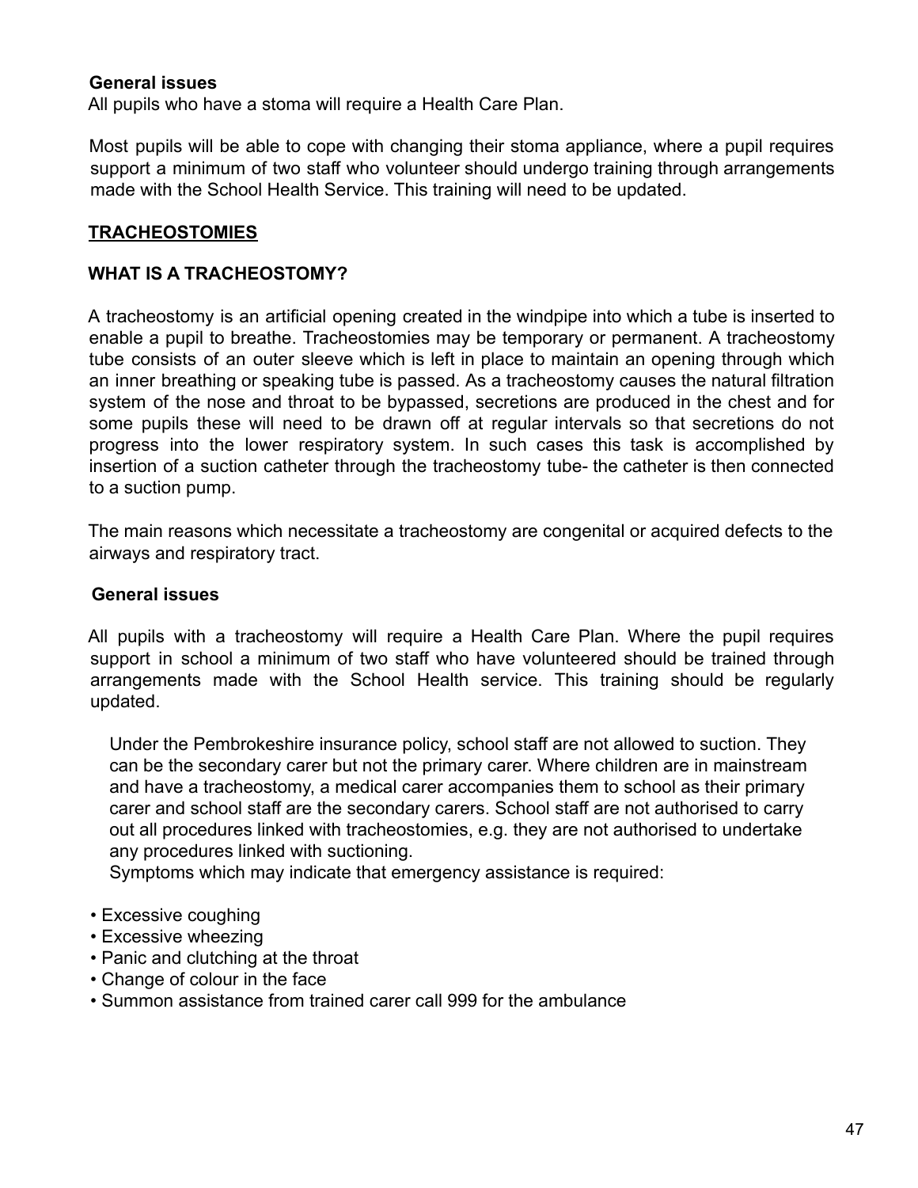**General issues**

All pupils who have a stoma will require a Health Care Plan.

Most pupils will be able to cope with changing their stoma appliance, where a pupil requires support a minimum of two staff who volunteer should undergo training through arrangements made with the School Health Service. This training will need to be updated.

## TRACHEOSTOMIES

### WHAT IS A TRACHEOSTOMY?

A tracheostomy is an artificial opening created in the windpipe into which a tube is inserted to enable a pupil to breathe. Tracheostomies may be temporary or permanent. A tracheostomy tube consists of an outer sleeve which is left in place to maintain an opening through which an inner breathing or speaking tube is passed. As a tracheostomy causes the natural filtration system of the nose and throat to be bypassed, secretions are produced in the chest and for some pupils these will need to be drawn off at regular intervals so that secretions do not progress into the lower respiratory system. In such cases this task is accomplished by insertion of a suction catheter through the tracheostomy tube- the catheter is then connected to a suction pump.

The main reasons which necessitate a tracheostomy are congenital or acquired defects to the airways and respiratory tract.

**General issues**

All pupils with a tracheostomy will require a Health Care Plan. Where the pupil requires support in school a minimum of two staff who have volunteered should be trained through arrangements made with the School Health service. This training should be regularly updated.

Under the Pembrokeshire insurance policy, school staff are not allowed to suction. They can be the secondary carer but not the primary carer. Where children are in mainstream and have a tracheostomy, a medical carer accompanies them to school as their primary carer and school staff are the secondary carers. School staff are not authorised to carry out all procedures linked with tracheostomies, e.g. they are not authorised to undertake any procedures linked with suctioning.

Symptoms which may indicate that emergency assistance is required:

- Excessive coughing
- Excessive wheezing
- Panic and clutching at the throat
- Change of colour in the face
- Summon assistance from trained carer call 999 for the ambulance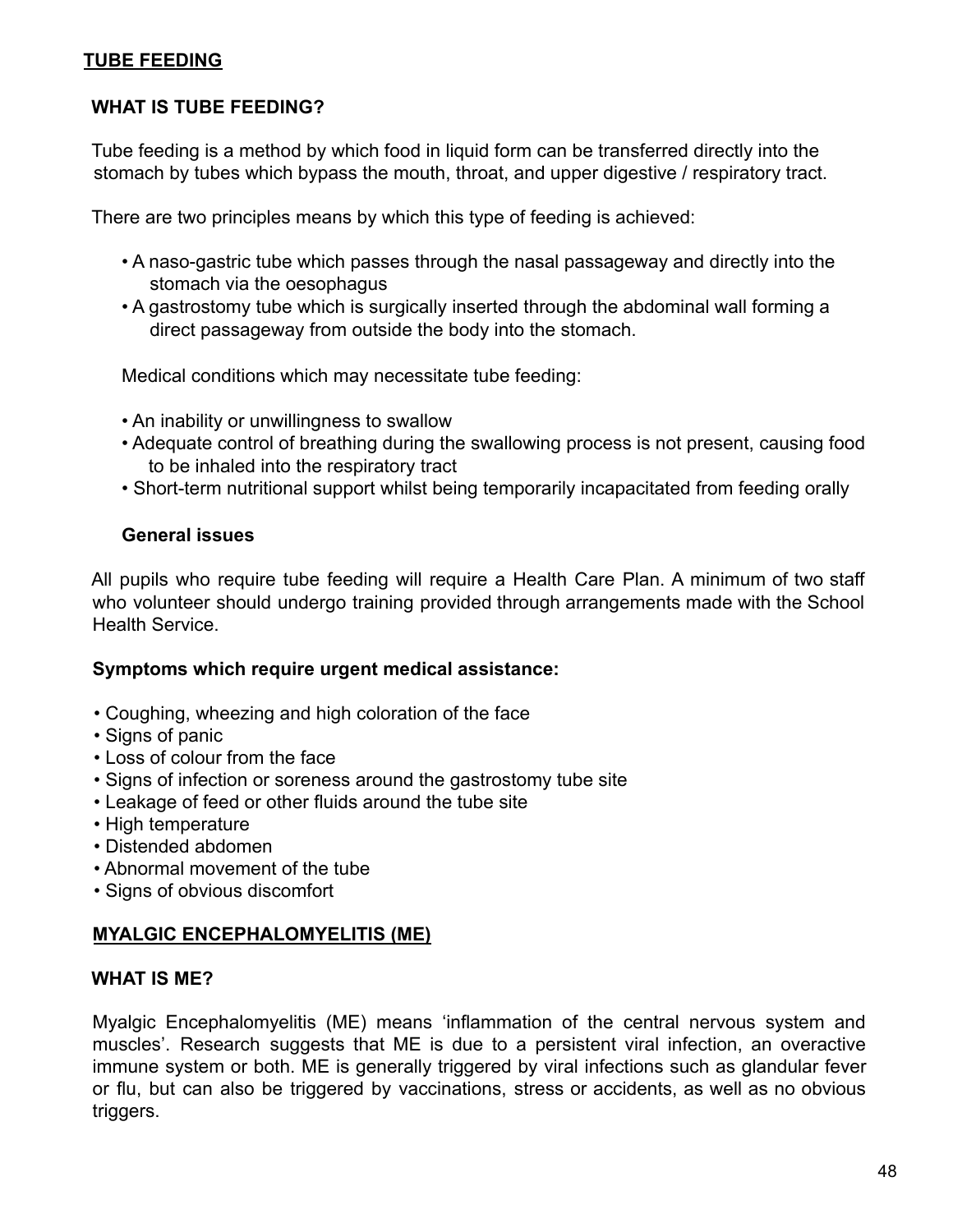## TUBE FEEDING

### WHAT IS TUBE FEEDING?

Tube feeding is a method by which food in liquid form can be transferred directly into the stomach by tubes which bypass the mouth, throat, and upper digestive / respiratory tract.

There are two principles means by which this type of feeding is achieved:

- A naso-gastric tube which passes through the nasal passageway and directly into the stomach via the oesophagus
- A gastrostomy tube which is surgically inserted through the abdominal wall forming a direct passageway from outside the body into the stomach.

Medical conditions which may necessitate tube feeding:

- An inability or unwillingness to swallow
- Adequate control of breathing during the swallowing process is not present, causing food to be inhaled into the respiratory tract
- Short-term nutritional support whilst being temporarily incapacitated from feeding orally

**General issues**

All pupils who require tube feeding will require a Health Care Plan. A minimum of two staff who volunteer should undergo training provided through arrangements made with the School Health Service.

**Symptoms which require urgent medical assistance:**

- Coughing, wheezing and high coloration of the face
- Signs of panic
- Loss of colour from the face
- Signs of infection or soreness around the gastrostomy tube site
- Leakage of feed or other fluids around the tube site
- High temperature
- Distended abdomen
- Abnormal movement of the tube
- Signs of obvious discomfort

## MYALGIC ENCEPHALOMYELITIS (ME)

### WHAT IS ME?

Myalgic Encephalomyelitis (ME) means 'inflammation of the central nervous system and muscles'. Research suggests that ME is due to a persistent viral infection, an overactive immune system or both. ME is generally triggered by viral infections such as glandular fever or flu, but can also be triggered by vaccinations, stress or accidents, as well as no obvious triggers.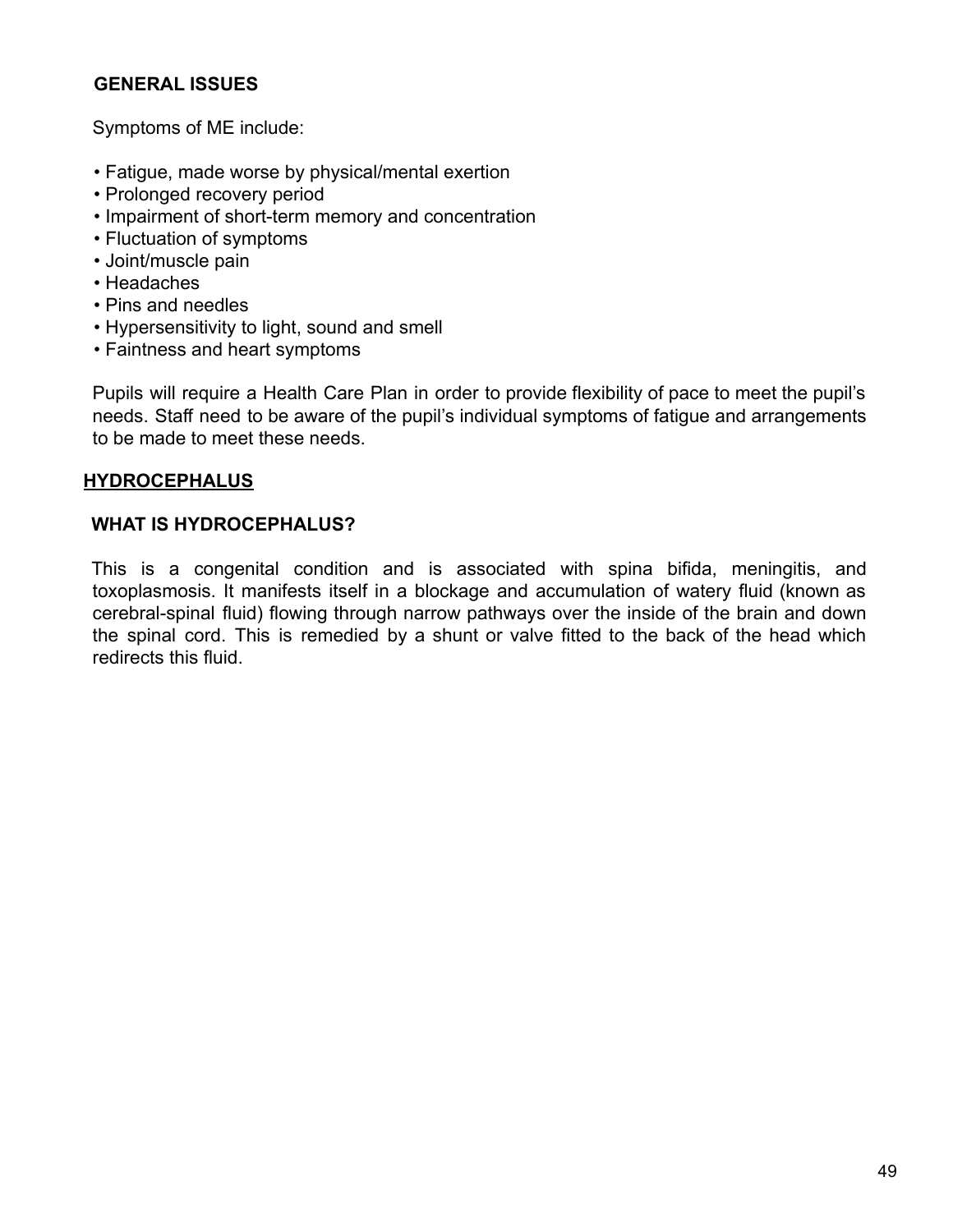### GENERAL ISSUES

Symptoms of ME include:

- Fatigue, made worse by physical/mental exertion
- Prolonged recovery period
- Impairment of short-term memory and concentration
- Fluctuation of symptoms
- Joint/muscle pain
- Headaches
- Pins and needles
- Hypersensitivity to light, sound and smell
- Faintness and heart symptoms

Pupils will require a Health Care Plan in order to provide flexibility of pace to meet the pupil's needs. Staff need to be aware of the pupil's individual symptoms of fatigue and arrangements to be made to meet these needs.

## HYDROCEPHALUS

### WHAT IS HYDROCEPHALUS?

This is a congenital condition and is associated with spina bifida, meningitis, and toxoplasmosis. It manifests itself in a blockage and accumulation of watery fluid (known as cerebral-spinal fluid) flowing through narrow pathways over the inside of the brain and down the spinal cord. This is remedied by a shunt or valve fitted to the back of the head which redirects this fluid.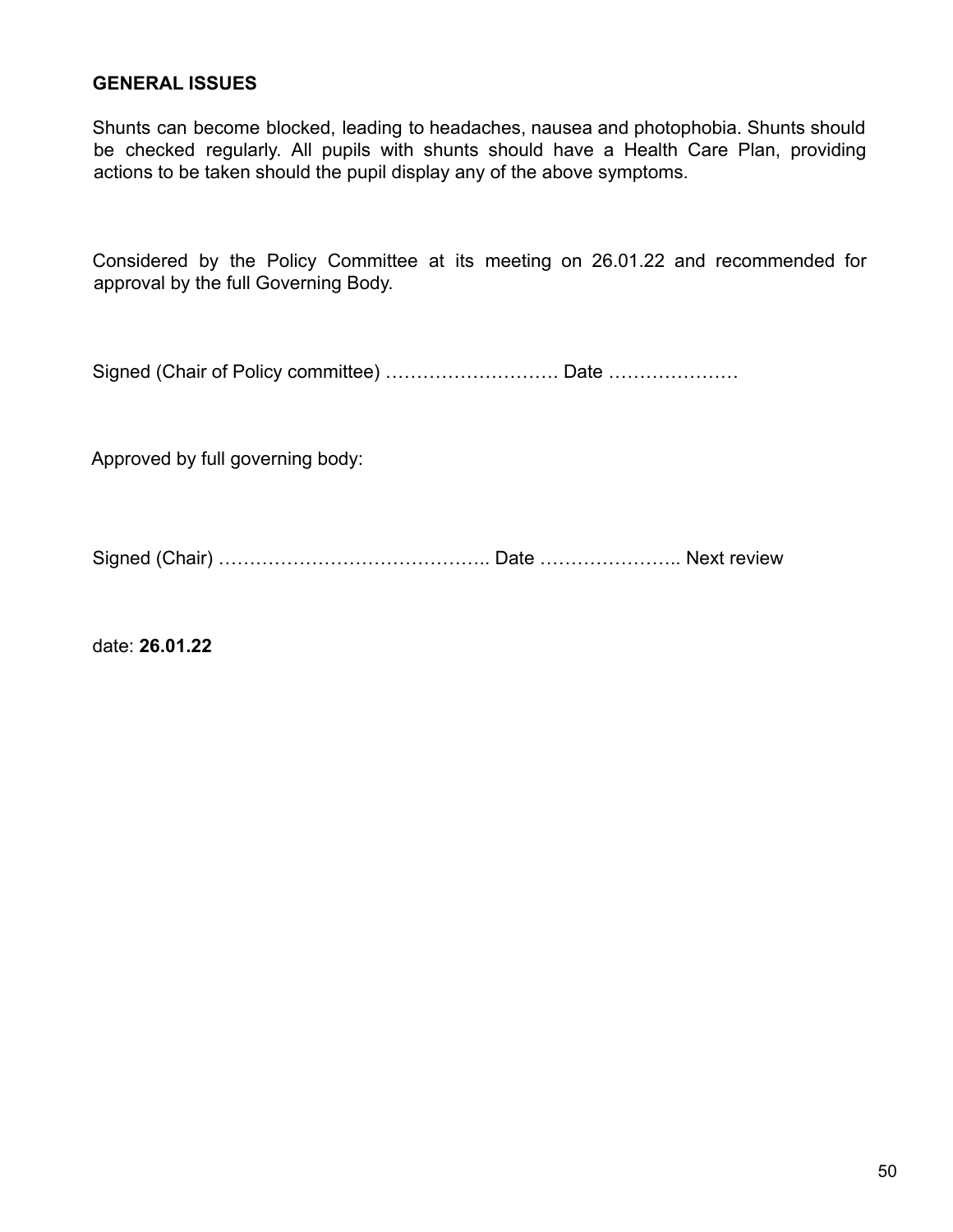**GENERAL ISSUES**

Shunts can become blocked, leading to headaches, nausea and photophobia. Shunts should be checked regularly. All pupils with shunts should have a Health Care Plan, providing actions to be taken should the pupil display any of the above symptoms.

Considered by the Policy Committee at its meeting on 26.01.22 and recommended for approval by the full Governing Body.

Signed (Chair of Policy committee) ………………………. Date …………………

Approved by full governing body:

Signed (Chair) …………………………………….. Date ………………….. Next review

date: **26.01.22**